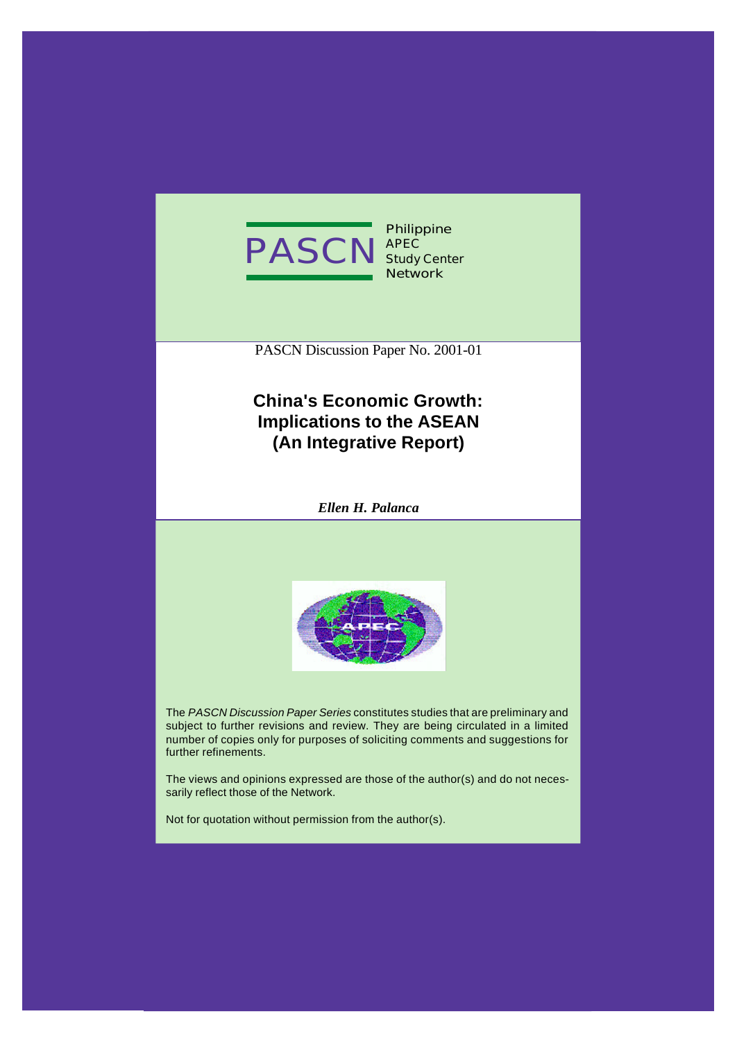PASCN Philippine APEC Study Center Network

PASCN Discussion Paper No. 2001-01

# China's Economic Growth: Implications to the ASEAN (An Integrative Report)

***Ellen H. Palanca***

The *PASCN Discussion Paper Series* constitutes studies that are preliminary and subject to further revisions and review. They are being circulated in a limited number of copies only for purposes of soliciting comments and suggestions for further refinements.

The views and opinions expressed are those of the author(s) and do not necessarily reflect those of the Network.

Not for quotation without permission from the author(s).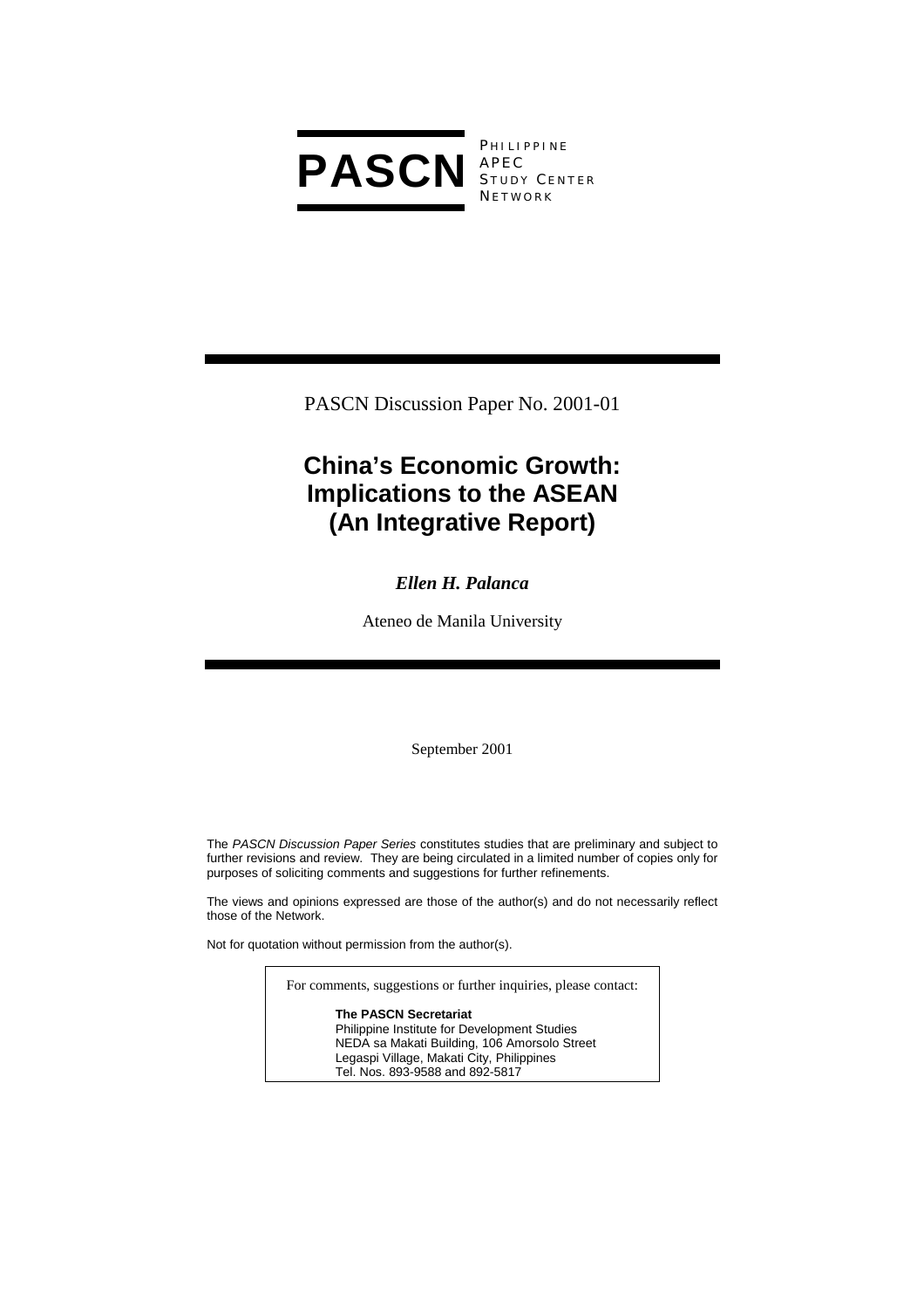**PASCN** PHILIPPINE APEC STUDY CENTER NETWORK

PASCN Discussion Paper No. 2001-01

# China's Economic Growth: Implications to the ASEAN (An Integrative Report)

***Ellen H. Palanca***

Ateneo de Manila University

September 2001

The *PASCN Discussion Paper Series* constitutes studies that are preliminary and subject to further revisions and review. They are being circulated in a limited number of copies only for purposes of soliciting comments and suggestions for further refinements.

The views and opinions expressed are those of the author(s) and do not necessarily reflect those of the Network.

Not for quotation without permission from the author(s).

For comments, suggestions or further inquiries, please contact:

**The PASCN Secretariat**
Philippine Institute for Development Studies
NEDA sa Makati Building, 106 Amorsolo Street
Legaspi Village, Makati City, Philippines
Tel. Nos. 893-9588 and 892-5817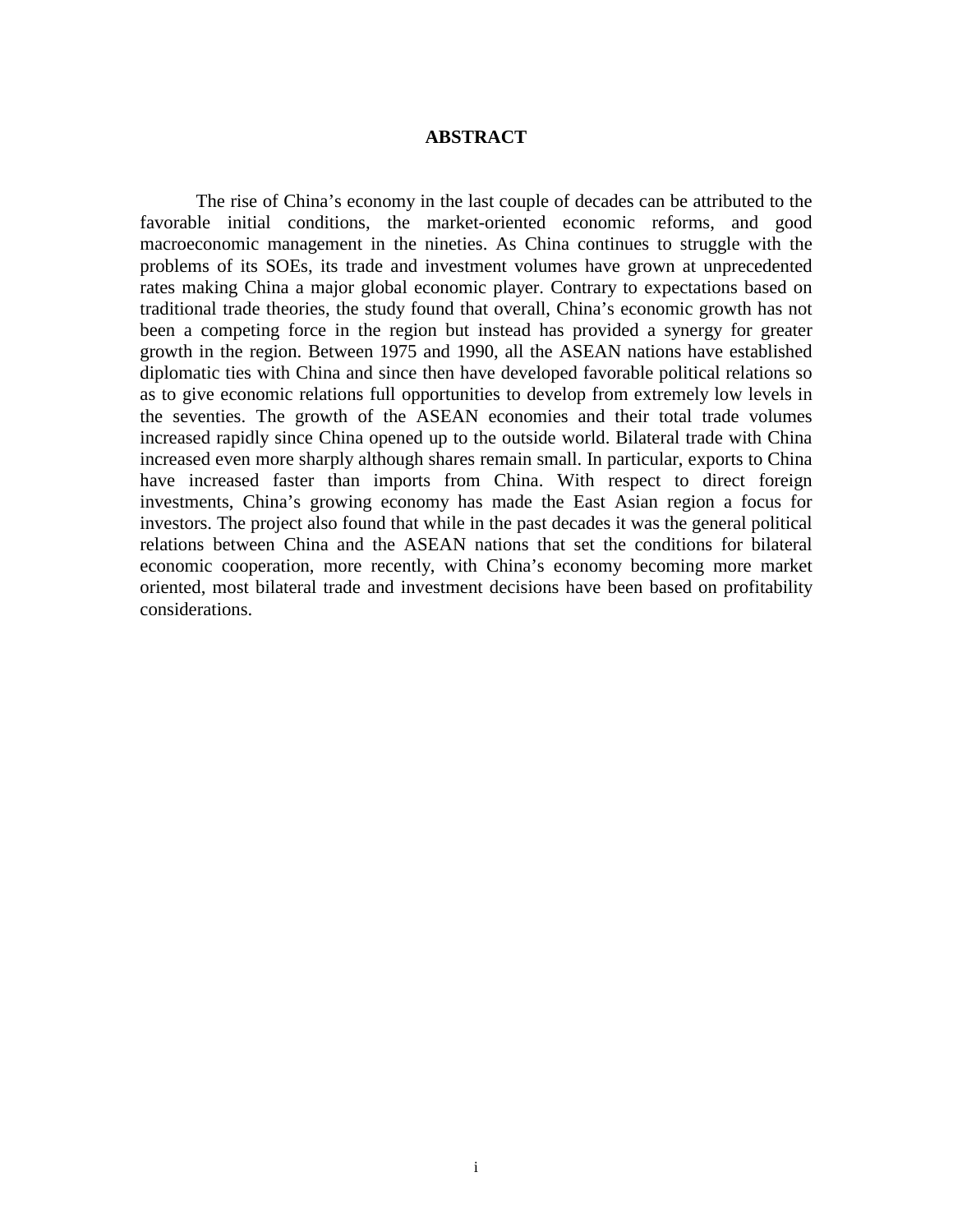# ABSTRACT

The rise of China's economy in the last couple of decades can be attributed to the favorable initial conditions, the market-oriented economic reforms, and good macroeconomic management in the nineties. As China continues to struggle with the problems of its SOEs, its trade and investment volumes have grown at unprecedented rates making China a major global economic player. Contrary to expectations based on traditional trade theories, the study found that overall, China's economic growth has not been a competing force in the region but instead has provided a synergy for greater growth in the region. Between 1975 and 1990, all the ASEAN nations have established diplomatic ties with China and since then have developed favorable political relations so as to give economic relations full opportunities to develop from extremely low levels in the seventies. The growth of the ASEAN economies and their total trade volumes increased rapidly since China opened up to the outside world. Bilateral trade with China increased even more sharply although shares remain small. In particular, exports to China have increased faster than imports from China. With respect to direct foreign investments, China's growing economy has made the East Asian region a focus for investors. The project also found that while in the past decades it was the general political relations between China and the ASEAN nations that set the conditions for bilateral economic cooperation, more recently, with China's economy becoming more market oriented, most bilateral trade and investment decisions have been based on profitability considerations.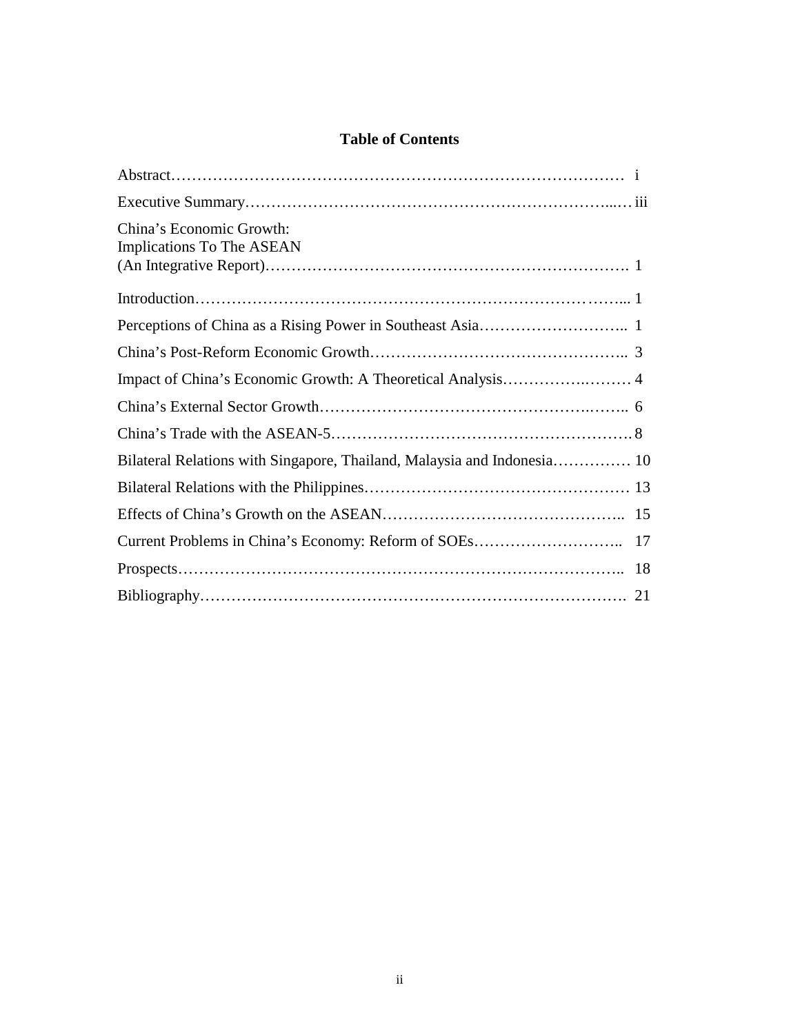# Table of Contents

| | |
|---|---|
| Abstract | i |
| Executive Summary | iii |
| China's Economic Growth: Implications To The ASEAN (An Integrative Report) | 1 |
| Introduction | 1 |
| Perceptions of China as a Rising Power in Southeast Asia | 1 |
| China's Post-Reform Economic Growth | 3 |
| Impact of China's Economic Growth: A Theoretical Analysis | 4 |
| China's External Sector Growth | 6 |
| China's Trade with the ASEAN-5 | 8 |
| Bilateral Relations with Singapore, Thailand, Malaysia and Indonesia | 10 |
| Bilateral Relations with the Philippines | 13 |
| Effects of China's Growth on the ASEAN | 15 |
| Current Problems in China's Economy: Reform of SOEs | 17 |
| Prospects | 18 |
| Bibliography | 21 |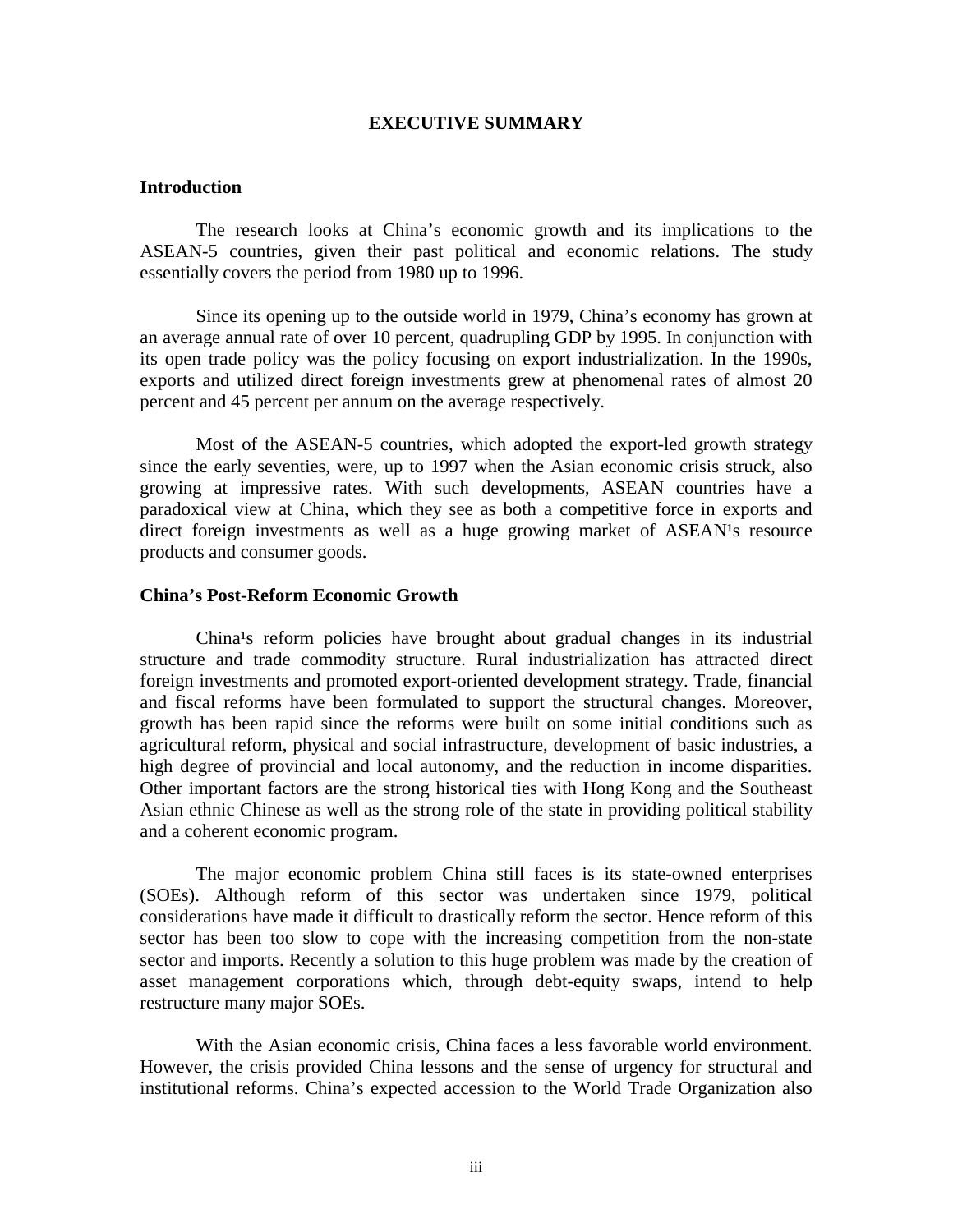# EXECUTIVE SUMMARY

## Introduction

The research looks at China's economic growth and its implications to the ASEAN-5 countries, given their past political and economic relations. The study essentially covers the period from 1980 up to 1996.

Since its opening up to the outside world in 1979, China's economy has grown at an average annual rate of over 10 percent, quadrupling GDP by 1995. In conjunction with its open trade policy was the policy focusing on export industrialization. In the 1990s, exports and utilized direct foreign investments grew at phenomenal rates of almost 20 percent and 45 percent per annum on the average respectively.

Most of the ASEAN-5 countries, which adopted the export-led growth strategy since the early seventies, were, up to 1997 when the Asian economic crisis struck, also growing at impressive rates. With such developments, ASEAN countries have a paradoxical view at China, which they see as both a competitive force in exports and direct foreign investments as well as a huge growing market of ASEAN¹s resource products and consumer goods.

## China's Post-Reform Economic Growth

China¹s reform policies have brought about gradual changes in its industrial structure and trade commodity structure. Rural industrialization has attracted direct foreign investments and promoted export-oriented development strategy. Trade, financial and fiscal reforms have been formulated to support the structural changes. Moreover, growth has been rapid since the reforms were built on some initial conditions such as agricultural reform, physical and social infrastructure, development of basic industries, a high degree of provincial and local autonomy, and the reduction in income disparities. Other important factors are the strong historical ties with Hong Kong and the Southeast Asian ethnic Chinese as well as the strong role of the state in providing political stability and a coherent economic program.

The major economic problem China still faces is its state-owned enterprises (SOEs). Although reform of this sector was undertaken since 1979, political considerations have made it difficult to drastically reform the sector. Hence reform of this sector has been too slow to cope with the increasing competition from the non-state sector and imports. Recently a solution to this huge problem was made by the creation of asset management corporations which, through debt-equity swaps, intend to help restructure many major SOEs.

With the Asian economic crisis, China faces a less favorable world environment. However, the crisis provided China lessons and the sense of urgency for structural and institutional reforms. China's expected accession to the World Trade Organization also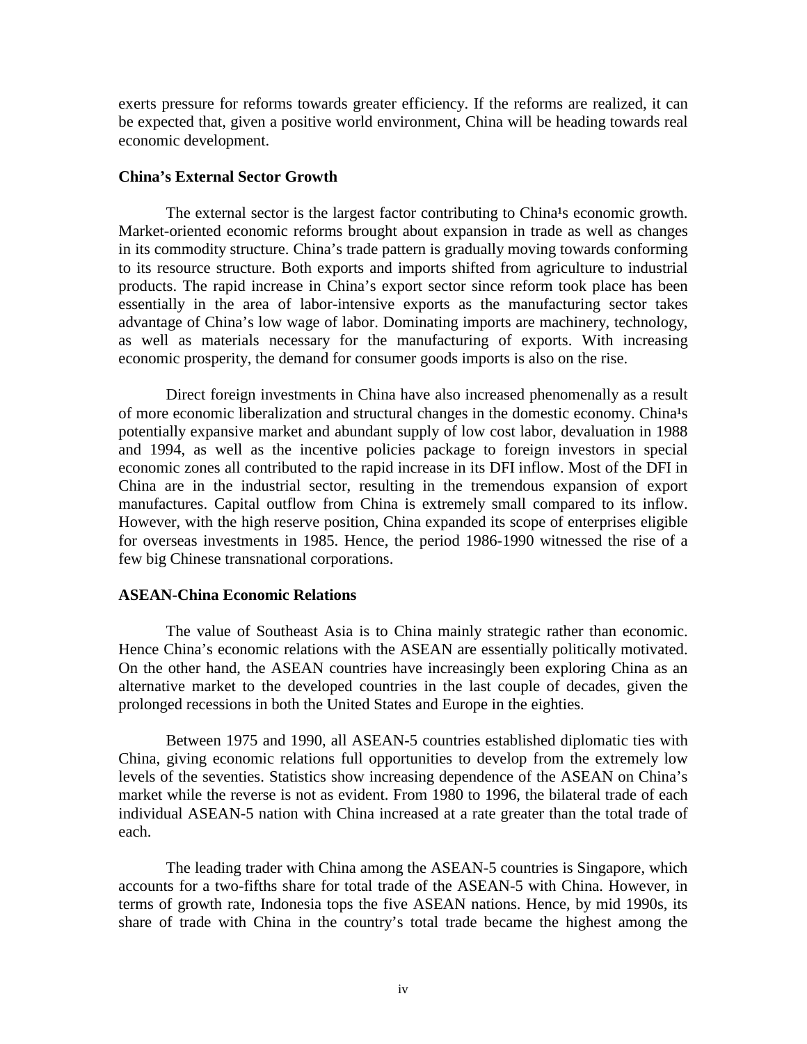exerts pressure for reforms towards greater efficiency. If the reforms are realized, it can be expected that, given a positive world environment, China will be heading towards real economic development.

**China's External Sector Growth**

The external sector is the largest factor contributing to China¹s economic growth. Market-oriented economic reforms brought about expansion in trade as well as changes in its commodity structure. China's trade pattern is gradually moving towards conforming to its resource structure. Both exports and imports shifted from agriculture to industrial products. The rapid increase in China's export sector since reform took place has been essentially in the area of labor-intensive exports as the manufacturing sector takes advantage of China's low wage of labor. Dominating imports are machinery, technology, as well as materials necessary for the manufacturing of exports. With increasing economic prosperity, the demand for consumer goods imports is also on the rise.

Direct foreign investments in China have also increased phenomenally as a result of more economic liberalization and structural changes in the domestic economy. China¹s potentially expansive market and abundant supply of low cost labor, devaluation in 1988 and 1994, as well as the incentive policies package to foreign investors in special economic zones all contributed to the rapid increase in its DFI inflow. Most of the DFI in China are in the industrial sector, resulting in the tremendous expansion of export manufactures. Capital outflow from China is extremely small compared to its inflow. However, with the high reserve position, China expanded its scope of enterprises eligible for overseas investments in 1985. Hence, the period 1986-1990 witnessed the rise of a few big Chinese transnational corporations.

**ASEAN-China Economic Relations**

The value of Southeast Asia is to China mainly strategic rather than economic. Hence China's economic relations with the ASEAN are essentially politically motivated. On the other hand, the ASEAN countries have increasingly been exploring China as an alternative market to the developed countries in the last couple of decades, given the prolonged recessions in both the United States and Europe in the eighties.

Between 1975 and 1990, all ASEAN-5 countries established diplomatic ties with China, giving economic relations full opportunities to develop from the extremely low levels of the seventies. Statistics show increasing dependence of the ASEAN on China's market while the reverse is not as evident. From 1980 to 1996, the bilateral trade of each individual ASEAN-5 nation with China increased at a rate greater than the total trade of each.

The leading trader with China among the ASEAN-5 countries is Singapore, which accounts for a two-fifths share for total trade of the ASEAN-5 with China. However, in terms of growth rate, Indonesia tops the five ASEAN nations. Hence, by mid 1990s, its share of trade with China in the country's total trade became the highest among the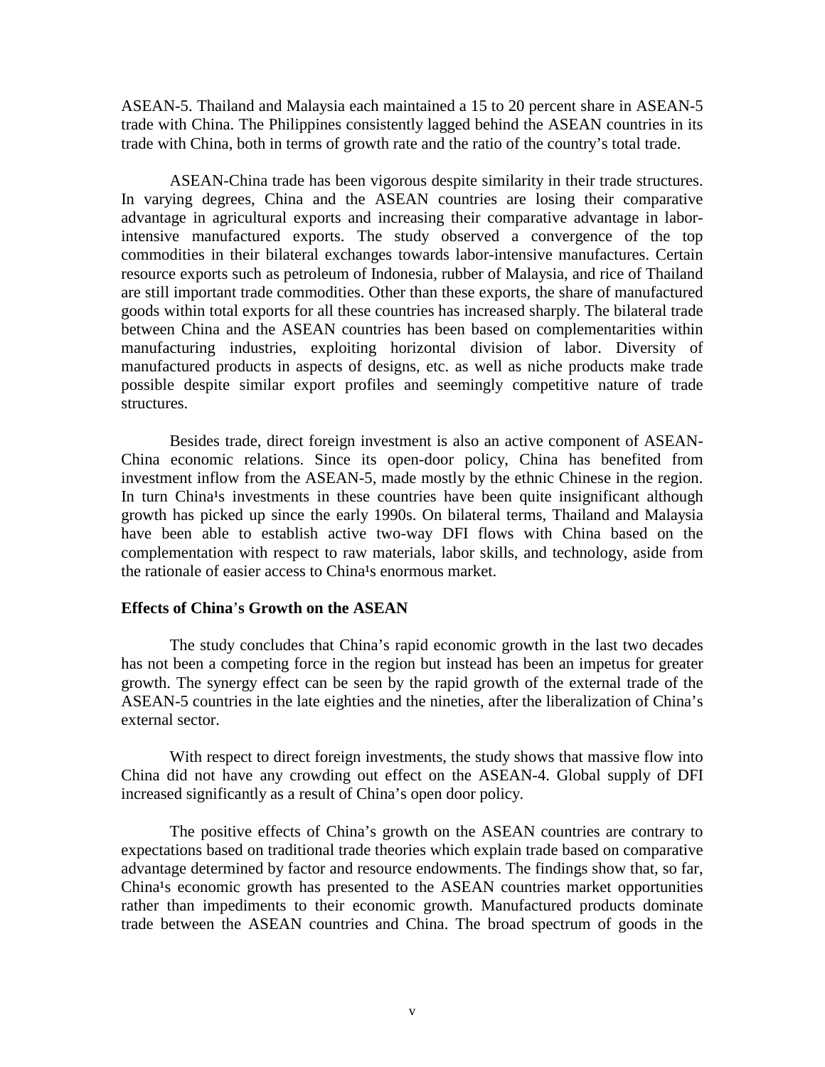ASEAN-5. Thailand and Malaysia each maintained a 15 to 20 percent share in ASEAN-5 trade with China. The Philippines consistently lagged behind the ASEAN countries in its trade with China, both in terms of growth rate and the ratio of the country's total trade.

ASEAN-China trade has been vigorous despite similarity in their trade structures. In varying degrees, China and the ASEAN countries are losing their comparative advantage in agricultural exports and increasing their comparative advantage in labor-intensive manufactured exports. The study observed a convergence of the top commodities in their bilateral exchanges towards labor-intensive manufactures. Certain resource exports such as petroleum of Indonesia, rubber of Malaysia, and rice of Thailand are still important trade commodities. Other than these exports, the share of manufactured goods within total exports for all these countries has increased sharply. The bilateral trade between China and the ASEAN countries has been based on complementarities within manufacturing industries, exploiting horizontal division of labor. Diversity of manufactured products in aspects of designs, etc. as well as niche products make trade possible despite similar export profiles and seemingly competitive nature of trade structures.

Besides trade, direct foreign investment is also an active component of ASEAN-China economic relations. Since its open-door policy, China has benefited from investment inflow from the ASEAN-5, made mostly by the ethnic Chinese in the region. In turn China¹s investments in these countries have been quite insignificant although growth has picked up since the early 1990s. On bilateral terms, Thailand and Malaysia have been able to establish active two-way DFI flows with China based on the complementation with respect to raw materials, labor skills, and technology, aside from the rationale of easier access to China¹s enormous market.

**Effects of China's Growth on the ASEAN**

The study concludes that China's rapid economic growth in the last two decades has not been a competing force in the region but instead has been an impetus for greater growth. The synergy effect can be seen by the rapid growth of the external trade of the ASEAN-5 countries in the late eighties and the nineties, after the liberalization of China's external sector.

With respect to direct foreign investments, the study shows that massive flow into China did not have any crowding out effect on the ASEAN-4. Global supply of DFI increased significantly as a result of China's open door policy.

The positive effects of China's growth on the ASEAN countries are contrary to expectations based on traditional trade theories which explain trade based on comparative advantage determined by factor and resource endowments. The findings show that, so far, China¹s economic growth has presented to the ASEAN countries market opportunities rather than impediments to their economic growth. Manufactured products dominate trade between the ASEAN countries and China. The broad spectrum of goods in the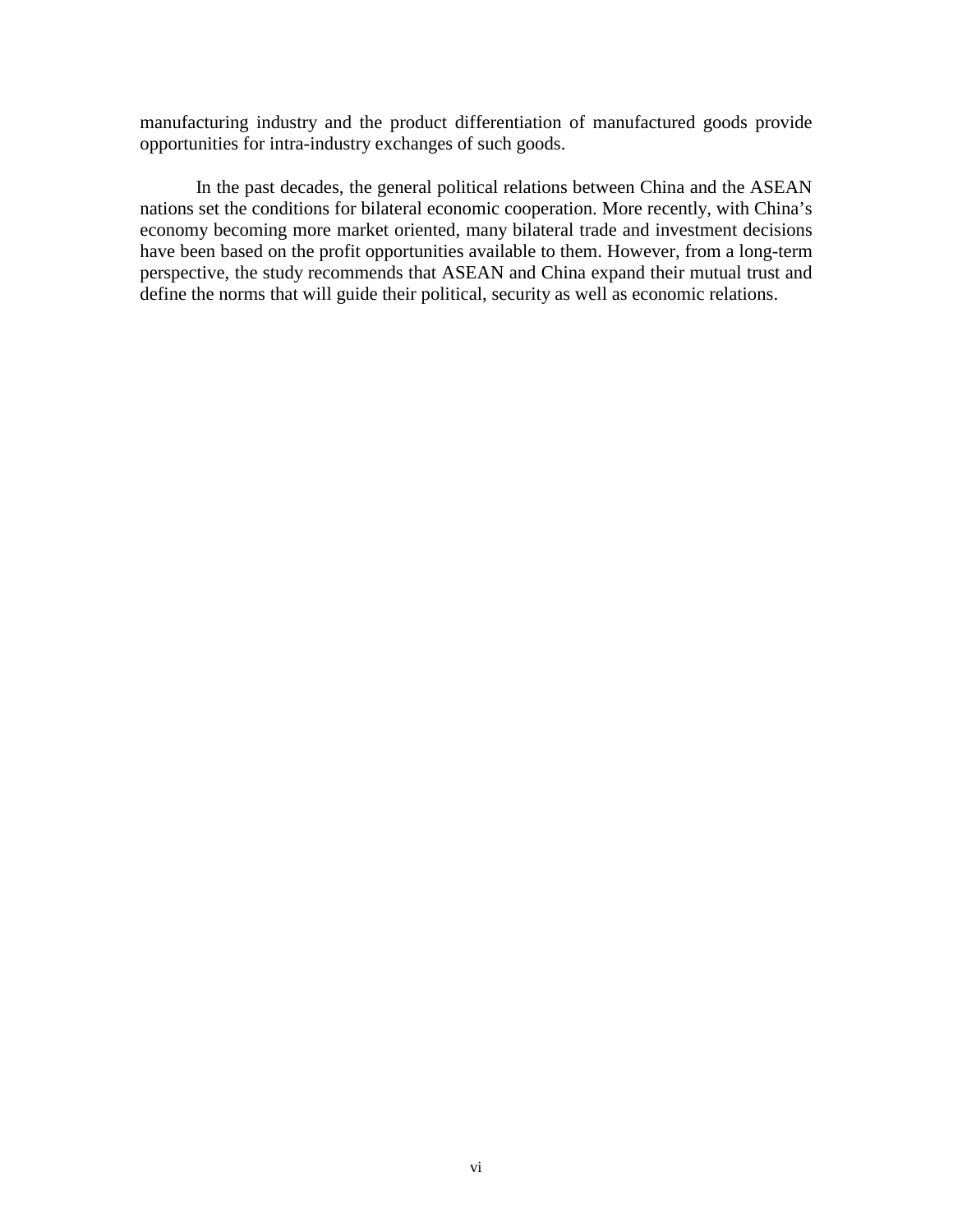manufacturing industry and the product differentiation of manufactured goods provide opportunities for intra-industry exchanges of such goods.

In the past decades, the general political relations between China and the ASEAN nations set the conditions for bilateral economic cooperation. More recently, with China's economy becoming more market oriented, many bilateral trade and investment decisions have been based on the profit opportunities available to them. However, from a long-term perspective, the study recommends that ASEAN and China expand their mutual trust and define the norms that will guide their political, security as well as economic relations.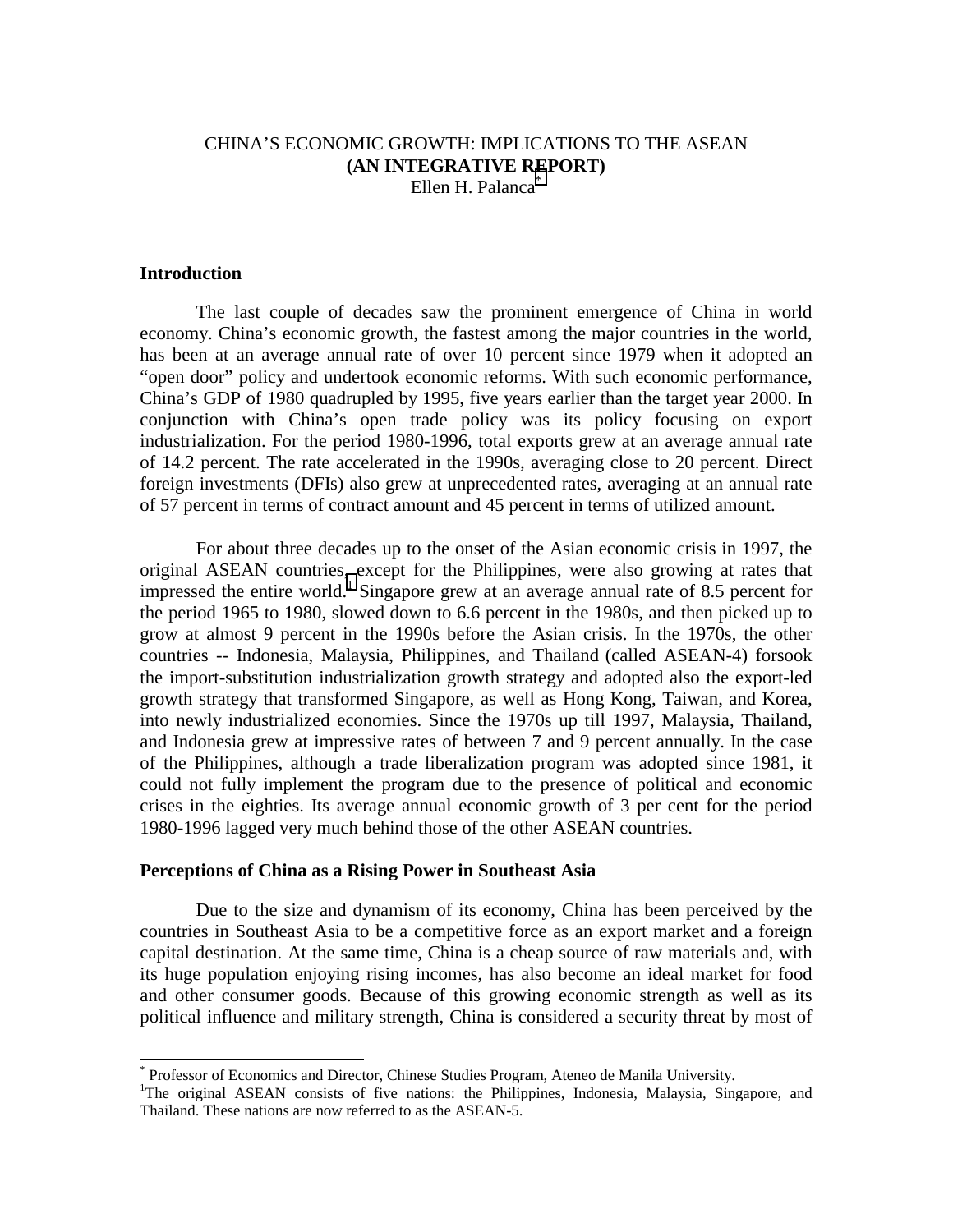CHINA'S ECONOMIC GROWTH: IMPLICATIONS TO THE ASEAN

**(AN INTEGRATIVE REPORT)**

Ellen H. Palanca[*]

## Introduction

The last couple of decades saw the prominent emergence of China in world economy. China's economic growth, the fastest among the major countries in the world, has been at an average annual rate of over 10 percent since 1979 when it adopted an "open door" policy and undertook economic reforms. With such economic performance, China's GDP of 1980 quadrupled by 1995, five years earlier than the target year 2000. In conjunction with China's open trade policy was its policy focusing on export industrialization. For the period 1980-1996, total exports grew at an average annual rate of 14.2 percent. The rate accelerated in the 1990s, averaging close to 20 percent. Direct foreign investments (DFIs) also grew at unprecedented rates, averaging at an annual rate of 57 percent in terms of contract amount and 45 percent in terms of utilized amount.

For about three decades up to the onset of the Asian economic crisis in 1997, the original ASEAN countries, except for the Philippines, were also growing at rates that impressed the entire world.[1] Singapore grew at an average annual rate of 8.5 percent for the period 1965 to 1980, slowed down to 6.6 percent in the 1980s, and then picked up to grow at almost 9 percent in the 1990s before the Asian crisis. In the 1970s, the other countries -- Indonesia, Malaysia, Philippines, and Thailand (called ASEAN-4) forsook the import-substitution industrialization growth strategy and adopted also the export-led growth strategy that transformed Singapore, as well as Hong Kong, Taiwan, and Korea, into newly industrialized economies. Since the 1970s up till 1997, Malaysia, Thailand, and Indonesia grew at impressive rates of between 7 and 9 percent annually. In the case of the Philippines, although a trade liberalization program was adopted since 1981, it could not fully implement the program due to the presence of political and economic crises in the eighties. Its average annual economic growth of 3 per cent for the period 1980-1996 lagged very much behind those of the other ASEAN countries.

## Perceptions of China as a Rising Power in Southeast Asia

Due to the size and dynamism of its economy, China has been perceived by the countries in Southeast Asia to be a competitive force as an export market and a foreign capital destination. At the same time, China is a cheap source of raw materials and, with its huge population enjoying rising incomes, has also become an ideal market for food and other consumer goods. Because of this growing economic strength as well as its political influence and military strength, China is considered a security threat by most of

---

[*] Professor of Economics and Director, Chinese Studies Program, Ateneo de Manila University.

[1] The original ASEAN consists of five nations: the Philippines, Indonesia, Malaysia, Singapore, and Thailand. These nations are now referred to as the ASEAN-5.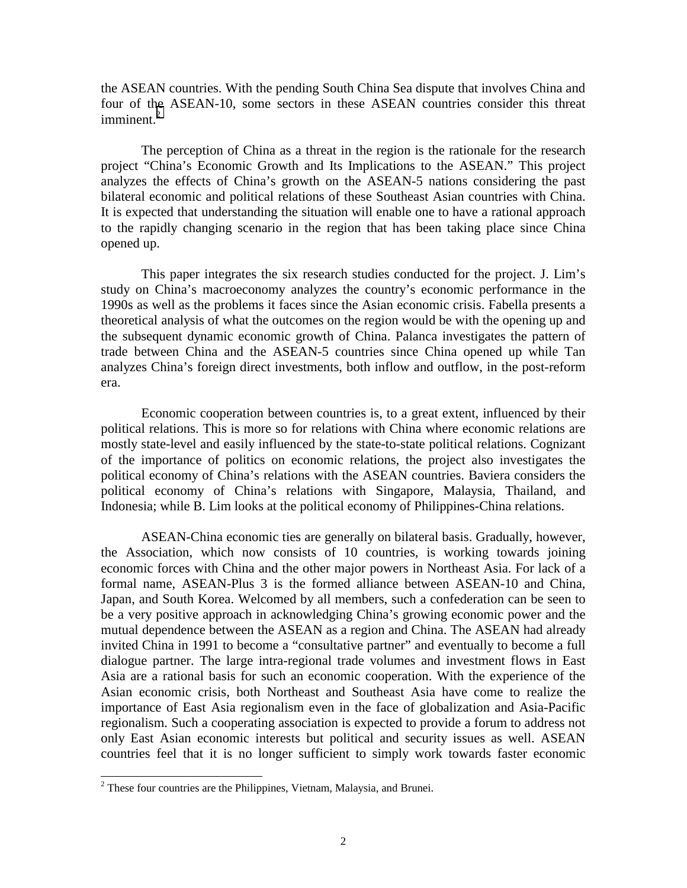the ASEAN countries. With the pending South China Sea dispute that involves China and four of the ASEAN-10, some sectors in these ASEAN countries consider this threat imminent.[2]

The perception of China as a threat in the region is the rationale for the research project "China's Economic Growth and Its Implications to the ASEAN." This project analyzes the effects of China's growth on the ASEAN-5 nations considering the past bilateral economic and political relations of these Southeast Asian countries with China. It is expected that understanding the situation will enable one to have a rational approach to the rapidly changing scenario in the region that has been taking place since China opened up.

This paper integrates the six research studies conducted for the project. J. Lim's study on China's macroeconomy analyzes the country's economic performance in the 1990s as well as the problems it faces since the Asian economic crisis. Fabella presents a theoretical analysis of what the outcomes on the region would be with the opening up and the subsequent dynamic economic growth of China. Palanca investigates the pattern of trade between China and the ASEAN-5 countries since China opened up while Tan analyzes China's foreign direct investments, both inflow and outflow, in the post-reform era.

Economic cooperation between countries is, to a great extent, influenced by their political relations. This is more so for relations with China where economic relations are mostly state-level and easily influenced by the state-to-state political relations. Cognizant of the importance of politics on economic relations, the project also investigates the political economy of China's relations with the ASEAN countries. Baviera considers the political economy of China's relations with Singapore, Malaysia, Thailand, and Indonesia; while B. Lim looks at the political economy of Philippines-China relations.

ASEAN-China economic ties are generally on bilateral basis. Gradually, however, the Association, which now consists of 10 countries, is working towards joining economic forces with China and the other major powers in Northeast Asia. For lack of a formal name, ASEAN-Plus 3 is the formed alliance between ASEAN-10 and China, Japan, and South Korea. Welcomed by all members, such a confederation can be seen to be a very positive approach in acknowledging China's growing economic power and the mutual dependence between the ASEAN as a region and China. The ASEAN had already invited China in 1991 to become a "consultative partner" and eventually to become a full dialogue partner. The large intra-regional trade volumes and investment flows in East Asia are a rational basis for such an economic cooperation. With the experience of the Asian economic crisis, both Northeast and Southeast Asia have come to realize the importance of East Asia regionalism even in the face of globalization and Asia-Pacific regionalism. Such a cooperating association is expected to provide a forum to address not only East Asian economic interests but political and security issues as well. ASEAN countries feel that it is no longer sufficient to simply work towards faster economic

[2] These four countries are the Philippines, Vietnam, Malaysia, and Brunei.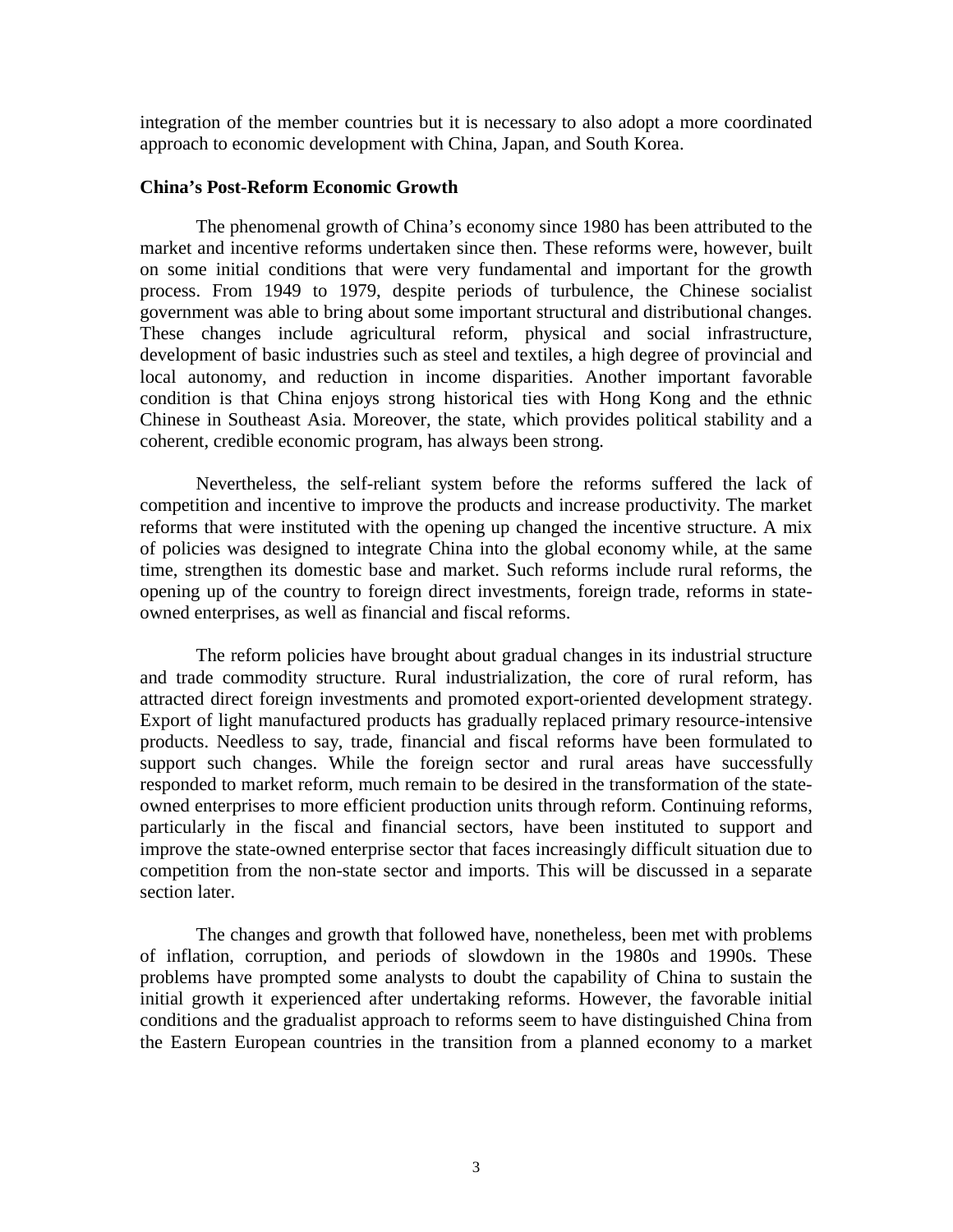integration of the member countries but it is necessary to also adopt a more coordinated approach to economic development with China, Japan, and South Korea.

**China's Post-Reform Economic Growth**

The phenomenal growth of China's economy since 1980 has been attributed to the market and incentive reforms undertaken since then. These reforms were, however, built on some initial conditions that were very fundamental and important for the growth process. From 1949 to 1979, despite periods of turbulence, the Chinese socialist government was able to bring about some important structural and distributional changes. These changes include agricultural reform, physical and social infrastructure, development of basic industries such as steel and textiles, a high degree of provincial and local autonomy, and reduction in income disparities. Another important favorable condition is that China enjoys strong historical ties with Hong Kong and the ethnic Chinese in Southeast Asia. Moreover, the state, which provides political stability and a coherent, credible economic program, has always been strong.

Nevertheless, the self-reliant system before the reforms suffered the lack of competition and incentive to improve the products and increase productivity. The market reforms that were instituted with the opening up changed the incentive structure. A mix of policies was designed to integrate China into the global economy while, at the same time, strengthen its domestic base and market. Such reforms include rural reforms, the opening up of the country to foreign direct investments, foreign trade, reforms in state-owned enterprises, as well as financial and fiscal reforms.

The reform policies have brought about gradual changes in its industrial structure and trade commodity structure. Rural industrialization, the core of rural reform, has attracted direct foreign investments and promoted export-oriented development strategy. Export of light manufactured products has gradually replaced primary resource-intensive products. Needless to say, trade, financial and fiscal reforms have been formulated to support such changes. While the foreign sector and rural areas have successfully responded to market reform, much remain to be desired in the transformation of the state-owned enterprises to more efficient production units through reform. Continuing reforms, particularly in the fiscal and financial sectors, have been instituted to support and improve the state-owned enterprise sector that faces increasingly difficult situation due to competition from the non-state sector and imports. This will be discussed in a separate section later.

The changes and growth that followed have, nonetheless, been met with problems of inflation, corruption, and periods of slowdown in the 1980s and 1990s. These problems have prompted some analysts to doubt the capability of China to sustain the initial growth it experienced after undertaking reforms. However, the favorable initial conditions and the gradualist approach to reforms seem to have distinguished China from the Eastern European countries in the transition from a planned economy to a market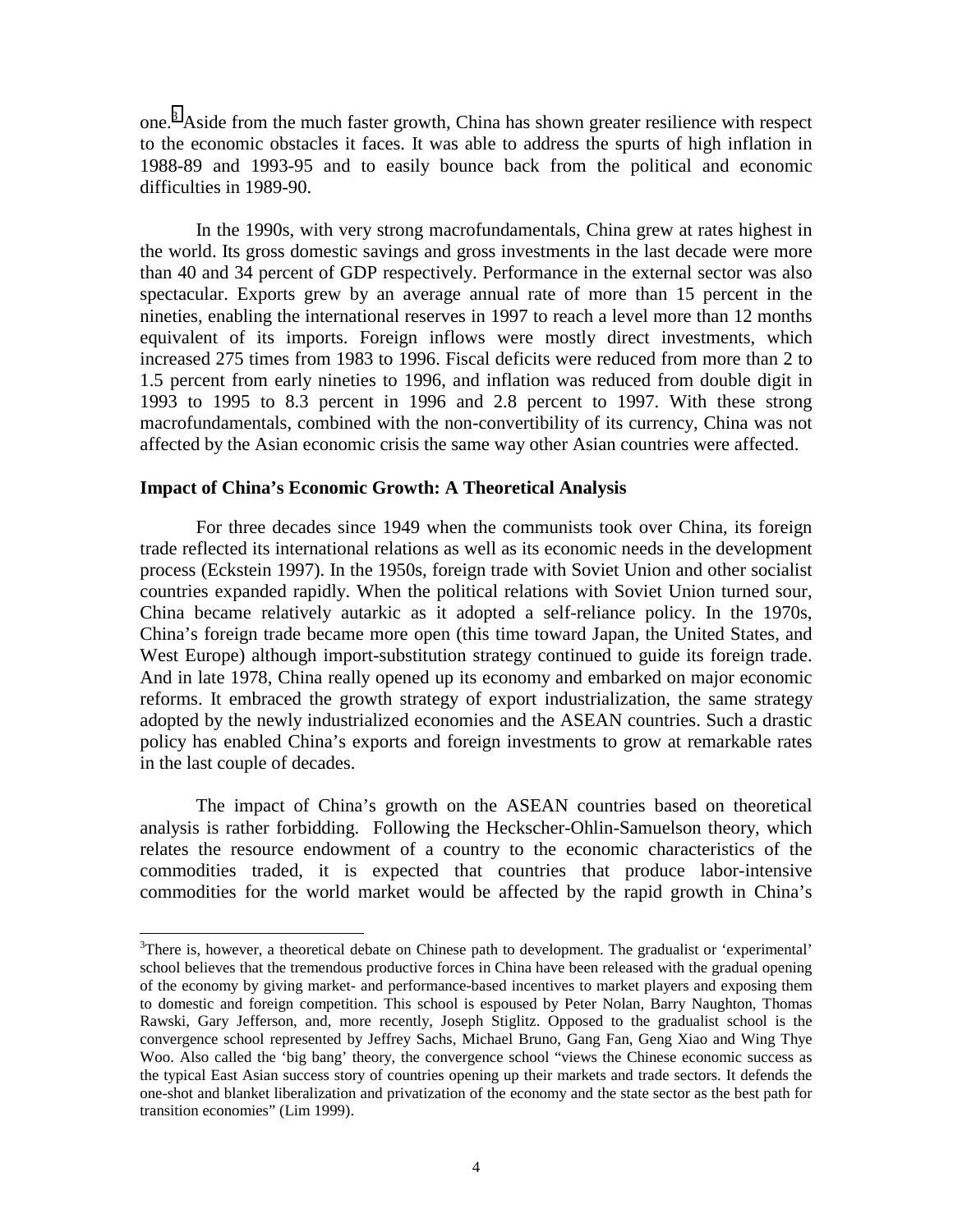one.[3] Aside from the much faster growth, China has shown greater resilience with respect to the economic obstacles it faces. It was able to address the spurts of high inflation in 1988-89 and 1993-95 and to easily bounce back from the political and economic difficulties in 1989-90.

In the 1990s, with very strong macrofundamentals, China grew at rates highest in the world. Its gross domestic savings and gross investments in the last decade were more than 40 and 34 percent of GDP respectively. Performance in the external sector was also spectacular. Exports grew by an average annual rate of more than 15 percent in the nineties, enabling the international reserves in 1997 to reach a level more than 12 months equivalent of its imports. Foreign inflows were mostly direct investments, which increased 275 times from 1983 to 1996. Fiscal deficits were reduced from more than 2 to 1.5 percent from early nineties to 1996, and inflation was reduced from double digit in 1993 to 1995 to 8.3 percent in 1996 and 2.8 percent to 1997. With these strong macrofundamentals, combined with the non-convertibility of its currency, China was not affected by the Asian economic crisis the same way other Asian countries were affected.

### Impact of China's Economic Growth: A Theoretical Analysis

For three decades since 1949 when the communists took over China, its foreign trade reflected its international relations as well as its economic needs in the development process (Eckstein 1997). In the 1950s, foreign trade with Soviet Union and other socialist countries expanded rapidly. When the political relations with Soviet Union turned sour, China became relatively autarkic as it adopted a self-reliance policy. In the 1970s, China's foreign trade became more open (this time toward Japan, the United States, and West Europe) although import-substitution strategy continued to guide its foreign trade. And in late 1978, China really opened up its economy and embarked on major economic reforms. It embraced the growth strategy of export industrialization, the same strategy adopted by the newly industrialized economies and the ASEAN countries. Such a drastic policy has enabled China's exports and foreign investments to grow at remarkable rates in the last couple of decades.

The impact of China's growth on the ASEAN countries based on theoretical analysis is rather forbidding. Following the Heckscher-Ohlin-Samuelson theory, which relates the resource endowment of a country to the economic characteristics of the commodities traded, it is expected that countries that produce labor-intensive commodities for the world market would be affected by the rapid growth in China's

---

[3] There is, however, a theoretical debate on Chinese path to development. The gradualist or 'experimental' school believes that the tremendous productive forces in China have been released with the gradual opening of the economy by giving market- and performance-based incentives to market players and exposing them to domestic and foreign competition. This school is espoused by Peter Nolan, Barry Naughton, Thomas Rawski, Gary Jefferson, and, more recently, Joseph Stiglitz. Opposed to the gradualist school is the convergence school represented by Jeffrey Sachs, Michael Bruno, Gang Fan, Geng Xiao and Wing Thye Woo. Also called the 'big bang' theory, the convergence school "views the Chinese economic success as the typical East Asian success story of countries opening up their markets and trade sectors. It defends the one-shot and blanket liberalization and privatization of the economy and the state sector as the best path for transition economies" (Lim 1999).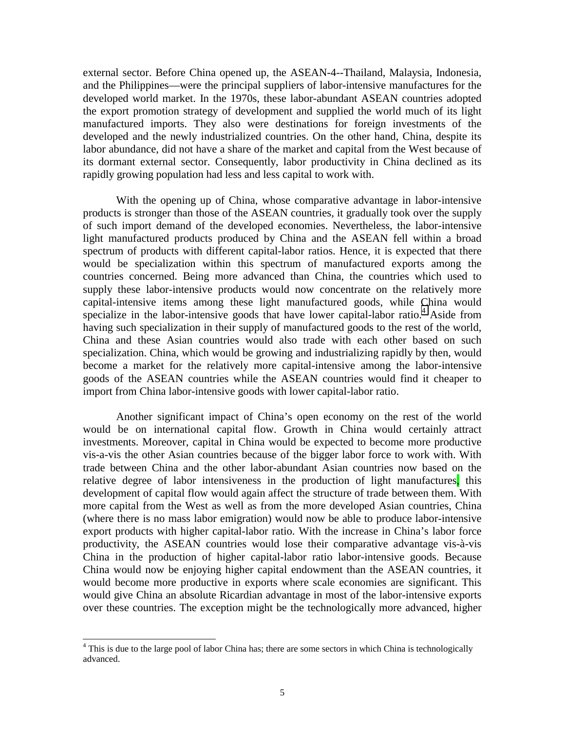external sector. Before China opened up, the ASEAN-4--Thailand, Malaysia, Indonesia, and the Philippines—were the principal suppliers of labor-intensive manufactures for the developed world market. In the 1970s, these labor-abundant ASEAN countries adopted the export promotion strategy of development and supplied the world much of its light manufactured imports. They also were destinations for foreign investments of the developed and the newly industrialized countries. On the other hand, China, despite its labor abundance, did not have a share of the market and capital from the West because of its dormant external sector. Consequently, labor productivity in China declined as its rapidly growing population had less and less capital to work with.

With the opening up of China, whose comparative advantage in labor-intensive products is stronger than those of the ASEAN countries, it gradually took over the supply of such import demand of the developed economies. Nevertheless, the labor-intensive light manufactured products produced by China and the ASEAN fell within a broad spectrum of products with different capital-labor ratios. Hence, it is expected that there would be specialization within this spectrum of manufactured exports among the countries concerned. Being more advanced than China, the countries which used to supply these labor-intensive products would now concentrate on the relatively more capital-intensive items among these light manufactured goods, while China would specialize in the labor-intensive goods that have lower capital-labor ratio.[4] Aside from having such specialization in their supply of manufactured goods to the rest of the world, China and these Asian countries would also trade with each other based on such specialization. China, which would be growing and industrializing rapidly by then, would become a market for the relatively more capital-intensive among the labor-intensive goods of the ASEAN countries while the ASEAN countries would find it cheaper to import from China labor-intensive goods with lower capital-labor ratio.

Another significant impact of China's open economy on the rest of the world would be on international capital flow. Growth in China would certainly attract investments. Moreover, capital in China would be expected to become more productive vis-a-vis the other Asian countries because of the bigger labor force to work with. With trade between China and the other labor-abundant Asian countries now based on the relative degree of labor intensiveness in the production of light manufactures, this development of capital flow would again affect the structure of trade between them. With more capital from the West as well as from the more developed Asian countries, China (where there is no mass labor emigration) would now be able to produce labor-intensive export products with higher capital-labor ratio. With the increase in China's labor force productivity, the ASEAN countries would lose their comparative advantage vis-à-vis China in the production of higher capital-labor ratio labor-intensive goods. Because China would now be enjoying higher capital endowment than the ASEAN countries, it would become more productive in exports where scale economies are significant. This would give China an absolute Ricardian advantage in most of the labor-intensive exports over these countries. The exception might be the technologically more advanced, higher

[4] This is due to the large pool of labor China has; there are some sectors in which China is technologically advanced.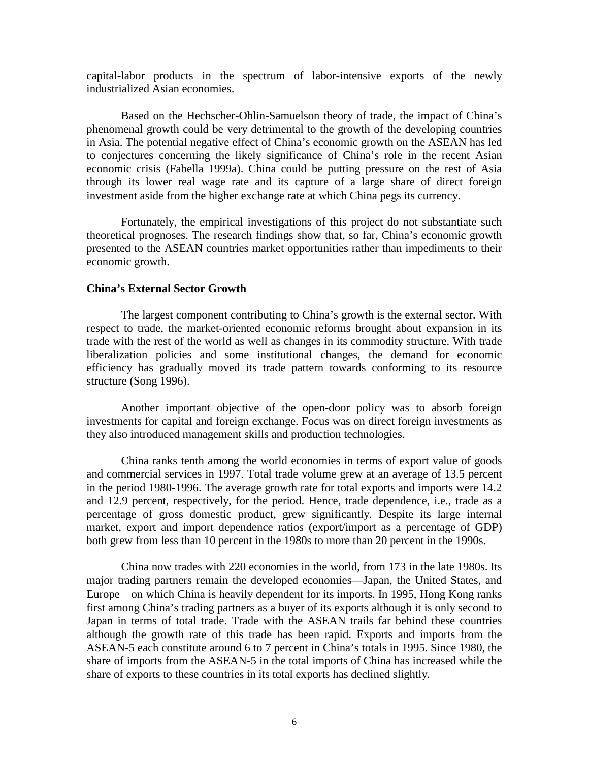capital-labor products in the spectrum of labor-intensive exports of the newly industrialized Asian economies.

Based on the Hechscher-Ohlin-Samuelson theory of trade, the impact of China's phenomenal growth could be very detrimental to the growth of the developing countries in Asia. The potential negative effect of China's economic growth on the ASEAN has led to conjectures concerning the likely significance of China's role in the recent Asian economic crisis (Fabella 1999a). China could be putting pressure on the rest of Asia through its lower real wage rate and its capture of a large share of direct foreign investment aside from the higher exchange rate at which China pegs its currency.

Fortunately, the empirical investigations of this project do not substantiate such theoretical prognoses. The research findings show that, so far, China's economic growth presented to the ASEAN countries market opportunities rather than impediments to their economic growth.

**China's External Sector Growth**

The largest component contributing to China's growth is the external sector. With respect to trade, the market-oriented economic reforms brought about expansion in its trade with the rest of the world as well as changes in its commodity structure. With trade liberalization policies and some institutional changes, the demand for economic efficiency has gradually moved its trade pattern towards conforming to its resource structure (Song 1996).

Another important objective of the open-door policy was to absorb foreign investments for capital and foreign exchange. Focus was on direct foreign investments as they also introduced management skills and production technologies.

China ranks tenth among the world economies in terms of export value of goods and commercial services in 1997. Total trade volume grew at an average of 13.5 percent in the period 1980-1996. The average growth rate for total exports and imports were 14.2 and 12.9 percent, respectively, for the period. Hence, trade dependence, i.e., trade as a percentage of gross domestic product, grew significantly. Despite its large internal market, export and import dependence ratios (export/import as a percentage of GDP) both grew from less than 10 percent in the 1980s to more than 20 percent in the 1990s.

China now trades with 220 economies in the world, from 173 in the late 1980s. Its major trading partners remain the developed economies—Japan, the United States, and Europe on which China is heavily dependent for its imports. In 1995, Hong Kong ranks first among China's trading partners as a buyer of its exports although it is only second to Japan in terms of total trade. Trade with the ASEAN trails far behind these countries although the growth rate of this trade has been rapid. Exports and imports from the ASEAN-5 each constitute around 6 to 7 percent in China's totals in 1995. Since 1980, the share of imports from the ASEAN-5 in the total imports of China has increased while the share of exports to these countries in its total exports has declined slightly.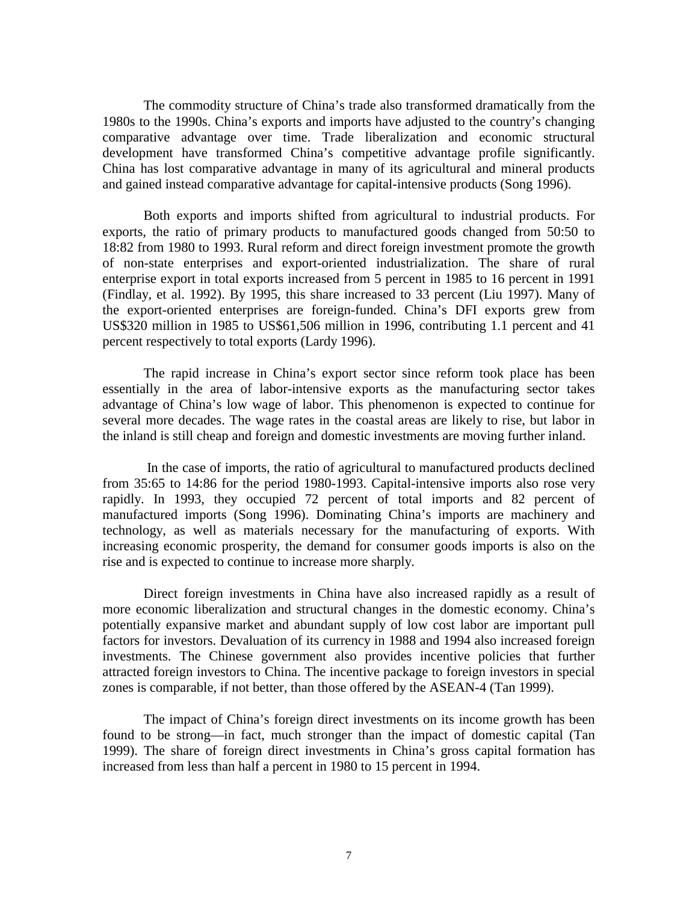The commodity structure of China's trade also transformed dramatically from the 1980s to the 1990s. China's exports and imports have adjusted to the country's changing comparative advantage over time. Trade liberalization and economic structural development have transformed China's competitive advantage profile significantly. China has lost comparative advantage in many of its agricultural and mineral products and gained instead comparative advantage for capital-intensive products (Song 1996).

Both exports and imports shifted from agricultural to industrial products. For exports, the ratio of primary products to manufactured goods changed from 50:50 to 18:82 from 1980 to 1993. Rural reform and direct foreign investment promote the growth of non-state enterprises and export-oriented industrialization. The share of rural enterprise export in total exports increased from 5 percent in 1985 to 16 percent in 1991 (Findlay, et al. 1992). By 1995, this share increased to 33 percent (Liu 1997). Many of the export-oriented enterprises are foreign-funded. China's DFI exports grew from US$320 million in 1985 to US$61,506 million in 1996, contributing 1.1 percent and 41 percent respectively to total exports (Lardy 1996).

The rapid increase in China's export sector since reform took place has been essentially in the area of labor-intensive exports as the manufacturing sector takes advantage of China's low wage of labor. This phenomenon is expected to continue for several more decades. The wage rates in the coastal areas are likely to rise, but labor in the inland is still cheap and foreign and domestic investments are moving further inland.

In the case of imports, the ratio of agricultural to manufactured products declined from 35:65 to 14:86 for the period 1980-1993. Capital-intensive imports also rose very rapidly. In 1993, they occupied 72 percent of total imports and 82 percent of manufactured imports (Song 1996). Dominating China's imports are machinery and technology, as well as materials necessary for the manufacturing of exports. With increasing economic prosperity, the demand for consumer goods imports is also on the rise and is expected to continue to increase more sharply.

Direct foreign investments in China have also increased rapidly as a result of more economic liberalization and structural changes in the domestic economy. China's potentially expansive market and abundant supply of low cost labor are important pull factors for investors. Devaluation of its currency in 1988 and 1994 also increased foreign investments. The Chinese government also provides incentive policies that further attracted foreign investors to China. The incentive package to foreign investors in special zones is comparable, if not better, than those offered by the ASEAN-4 (Tan 1999).

The impact of China's foreign direct investments on its income growth has been found to be strong—in fact, much stronger than the impact of domestic capital (Tan 1999). The share of foreign direct investments in China's gross capital formation has increased from less than half a percent in 1980 to 15 percent in 1994.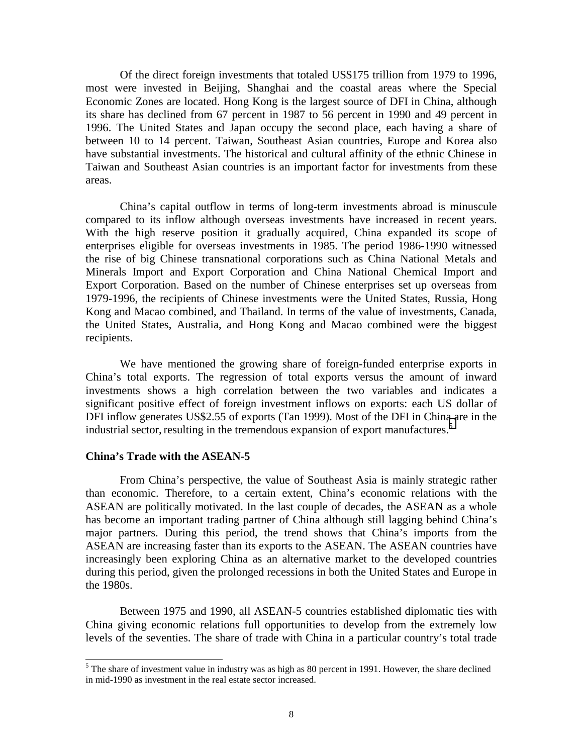Of the direct foreign investments that totaled US$175 trillion from 1979 to 1996, most were invested in Beijing, Shanghai and the coastal areas where the Special Economic Zones are located. Hong Kong is the largest source of DFI in China, although its share has declined from 67 percent in 1987 to 56 percent in 1990 and 49 percent in 1996. The United States and Japan occupy the second place, each having a share of between 10 to 14 percent. Taiwan, Southeast Asian countries, Europe and Korea also have substantial investments. The historical and cultural affinity of the ethnic Chinese in Taiwan and Southeast Asian countries is an important factor for investments from these areas.

China's capital outflow in terms of long-term investments abroad is minuscule compared to its inflow although overseas investments have increased in recent years. With the high reserve position it gradually acquired, China expanded its scope of enterprises eligible for overseas investments in 1985. The period 1986-1990 witnessed the rise of big Chinese transnational corporations such as China National Metals and Minerals Import and Export Corporation and China National Chemical Import and Export Corporation. Based on the number of Chinese enterprises set up overseas from 1979-1996, the recipients of Chinese investments were the United States, Russia, Hong Kong and Macao combined, and Thailand. In terms of the value of investments, Canada, the United States, Australia, and Hong Kong and Macao combined were the biggest recipients.

We have mentioned the growing share of foreign-funded enterprise exports in China's total exports. The regression of total exports versus the amount of inward investments shows a high correlation between the two variables and indicates a significant positive effect of foreign investment inflows on exports: each US dollar of DFI inflow generates US$2.55 of exports (Tan 1999). Most of the DFI in China are in the industrial sector, resulting in the tremendous expansion of export manufactures.[5]

## China's Trade with the ASEAN-5

From China's perspective, the value of Southeast Asia is mainly strategic rather than economic. Therefore, to a certain extent, China's economic relations with the ASEAN are politically motivated. In the last couple of decades, the ASEAN as a whole has become an important trading partner of China although still lagging behind China's major partners. During this period, the trend shows that China's imports from the ASEAN are increasing faster than its exports to the ASEAN. The ASEAN countries have increasingly been exploring China as an alternative market to the developed countries during this period, given the prolonged recessions in both the United States and Europe in the 1980s.

Between 1975 and 1990, all ASEAN-5 countries established diplomatic ties with China giving economic relations full opportunities to develop from the extremely low levels of the seventies. The share of trade with China in a particular country's total trade

[5] The share of investment value in industry was as high as 80 percent in 1991. However, the share declined in mid-1990 as investment in the real estate sector increased.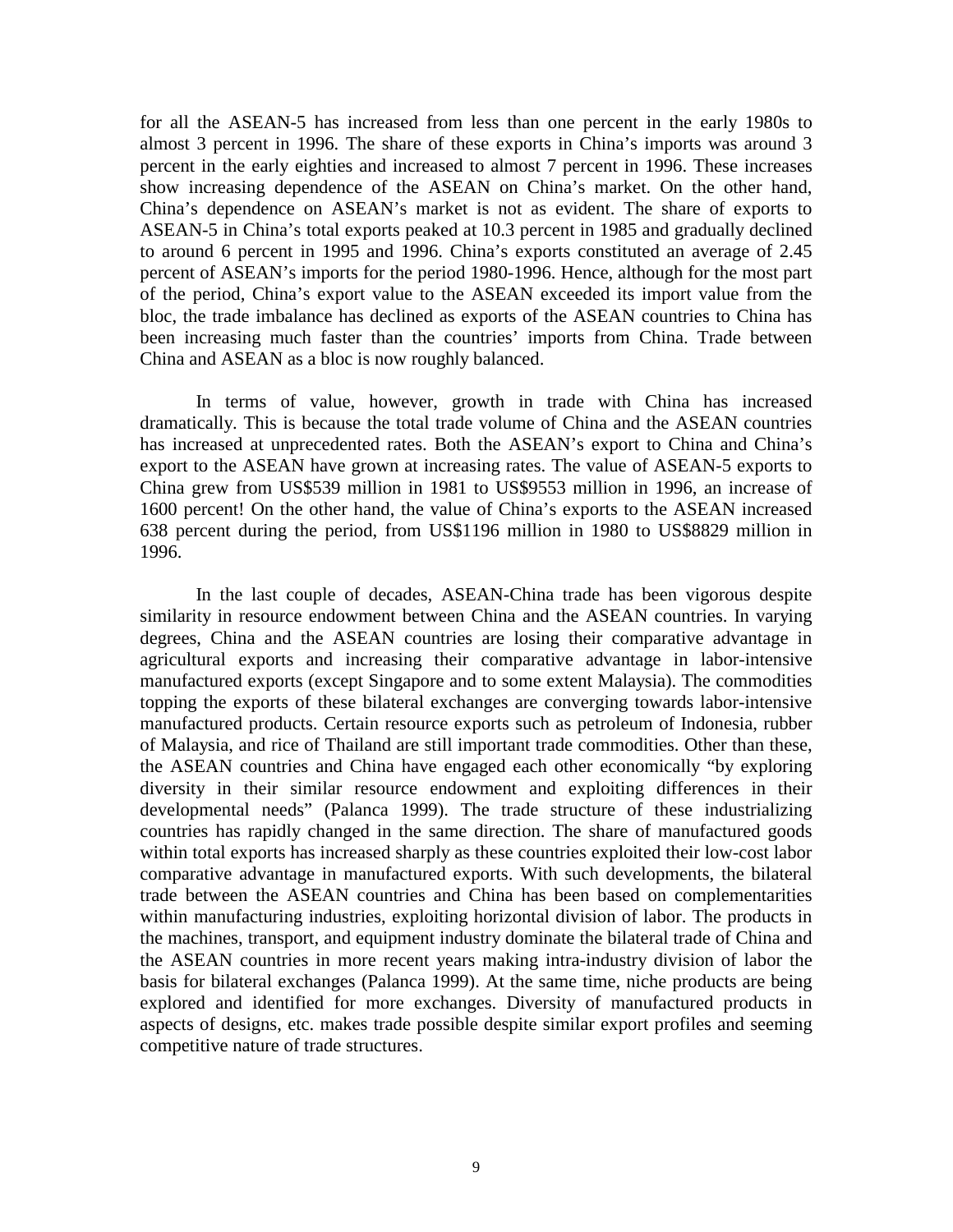for all the ASEAN-5 has increased from less than one percent in the early 1980s to almost 3 percent in 1996. The share of these exports in China's imports was around 3 percent in the early eighties and increased to almost 7 percent in 1996. These increases show increasing dependence of the ASEAN on China's market. On the other hand, China's dependence on ASEAN's market is not as evident. The share of exports to ASEAN-5 in China's total exports peaked at 10.3 percent in 1985 and gradually declined to around 6 percent in 1995 and 1996. China's exports constituted an average of 2.45 percent of ASEAN's imports for the period 1980-1996. Hence, although for the most part of the period, China's export value to the ASEAN exceeded its import value from the bloc, the trade imbalance has declined as exports of the ASEAN countries to China has been increasing much faster than the countries' imports from China. Trade between China and ASEAN as a bloc is now roughly balanced.

In terms of value, however, growth in trade with China has increased dramatically. This is because the total trade volume of China and the ASEAN countries has increased at unprecedented rates. Both the ASEAN's export to China and China's export to the ASEAN have grown at increasing rates. The value of ASEAN-5 exports to China grew from US$539 million in 1981 to US$9553 million in 1996, an increase of 1600 percent! On the other hand, the value of China's exports to the ASEAN increased 638 percent during the period, from US$1196 million in 1980 to US$8829 million in 1996.

In the last couple of decades, ASEAN-China trade has been vigorous despite similarity in resource endowment between China and the ASEAN countries. In varying degrees, China and the ASEAN countries are losing their comparative advantage in agricultural exports and increasing their comparative advantage in labor-intensive manufactured exports (except Singapore and to some extent Malaysia). The commodities topping the exports of these bilateral exchanges are converging towards labor-intensive manufactured products. Certain resource exports such as petroleum of Indonesia, rubber of Malaysia, and rice of Thailand are still important trade commodities. Other than these, the ASEAN countries and China have engaged each other economically "by exploring diversity in their similar resource endowment and exploiting differences in their developmental needs" (Palanca 1999). The trade structure of these industrializing countries has rapidly changed in the same direction. The share of manufactured goods within total exports has increased sharply as these countries exploited their low-cost labor comparative advantage in manufactured exports. With such developments, the bilateral trade between the ASEAN countries and China has been based on complementarities within manufacturing industries, exploiting horizontal division of labor. The products in the machines, transport, and equipment industry dominate the bilateral trade of China and the ASEAN countries in more recent years making intra-industry division of labor the basis for bilateral exchanges (Palanca 1999). At the same time, niche products are being explored and identified for more exchanges. Diversity of manufactured products in aspects of designs, etc. makes trade possible despite similar export profiles and seeming competitive nature of trade structures.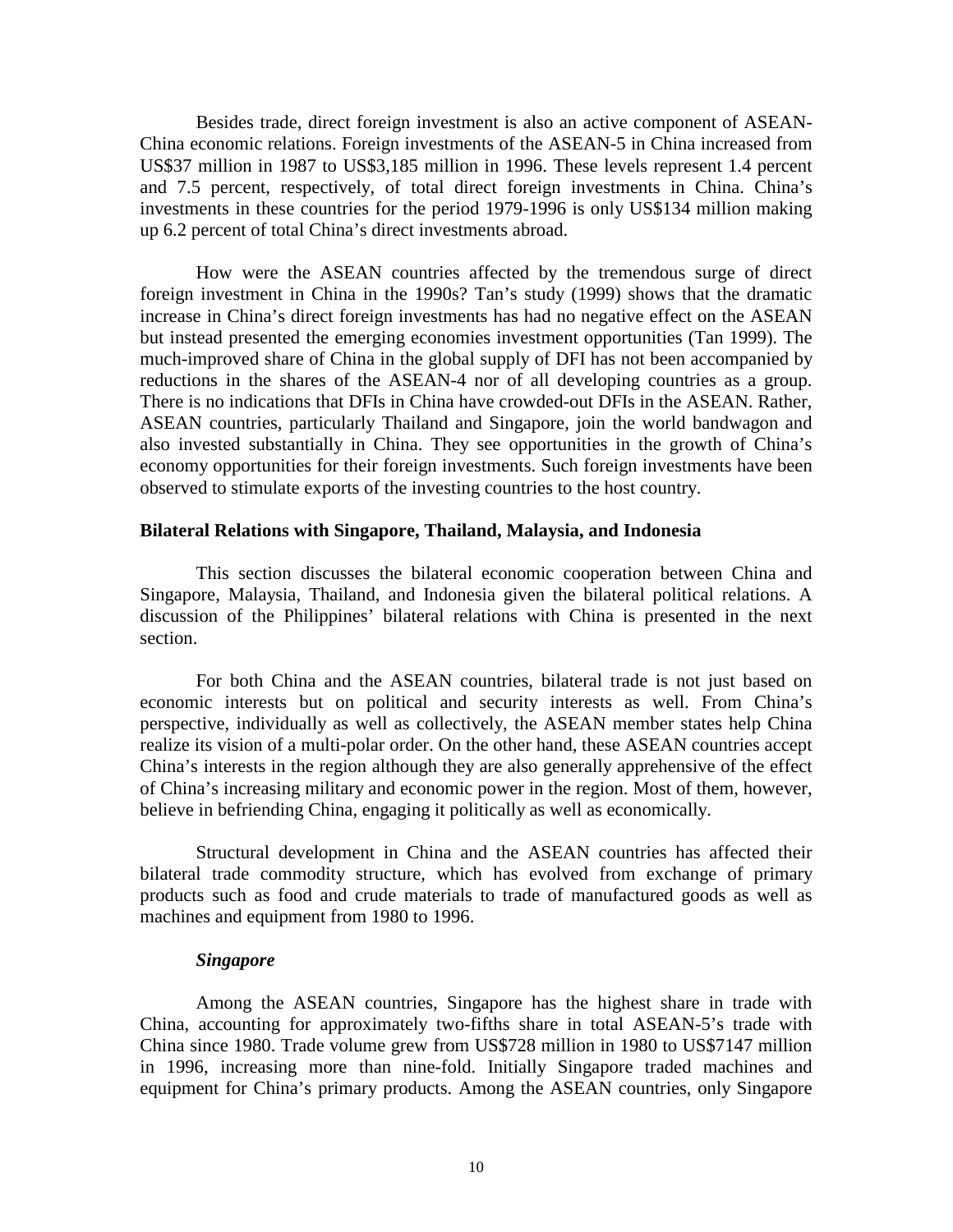Besides trade, direct foreign investment is also an active component of ASEAN-China economic relations. Foreign investments of the ASEAN-5 in China increased from US$37 million in 1987 to US$3,185 million in 1996. These levels represent 1.4 percent and 7.5 percent, respectively, of total direct foreign investments in China. China's investments in these countries for the period 1979-1996 is only US$134 million making up 6.2 percent of total China's direct investments abroad.

How were the ASEAN countries affected by the tremendous surge of direct foreign investment in China in the 1990s? Tan's study (1999) shows that the dramatic increase in China's direct foreign investments has had no negative effect on the ASEAN but instead presented the emerging economies investment opportunities (Tan 1999). The much-improved share of China in the global supply of DFI has not been accompanied by reductions in the shares of the ASEAN-4 nor of all developing countries as a group. There is no indications that DFIs in China have crowded-out DFIs in the ASEAN. Rather, ASEAN countries, particularly Thailand and Singapore, join the world bandwagon and also invested substantially in China. They see opportunities in the growth of China's economy opportunities for their foreign investments. Such foreign investments have been observed to stimulate exports of the investing countries to the host country.

## Bilateral Relations with Singapore, Thailand, Malaysia, and Indonesia

This section discusses the bilateral economic cooperation between China and Singapore, Malaysia, Thailand, and Indonesia given the bilateral political relations. A discussion of the Philippines' bilateral relations with China is presented in the next section.

For both China and the ASEAN countries, bilateral trade is not just based on economic interests but on political and security interests as well. From China's perspective, individually as well as collectively, the ASEAN member states help China realize its vision of a multi-polar order. On the other hand, these ASEAN countries accept China's interests in the region although they are also generally apprehensive of the effect of China's increasing military and economic power in the region. Most of them, however, believe in befriending China, engaging it politically as well as economically.

Structural development in China and the ASEAN countries has affected their bilateral trade commodity structure, which has evolved from exchange of primary products such as food and crude materials to trade of manufactured goods as well as machines and equipment from 1980 to 1996.

### *Singapore*

Among the ASEAN countries, Singapore has the highest share in trade with China, accounting for approximately two-fifths share in total ASEAN-5's trade with China since 1980. Trade volume grew from US$728 million in 1980 to US$7147 million in 1996, increasing more than nine-fold. Initially Singapore traded machines and equipment for China's primary products. Among the ASEAN countries, only Singapore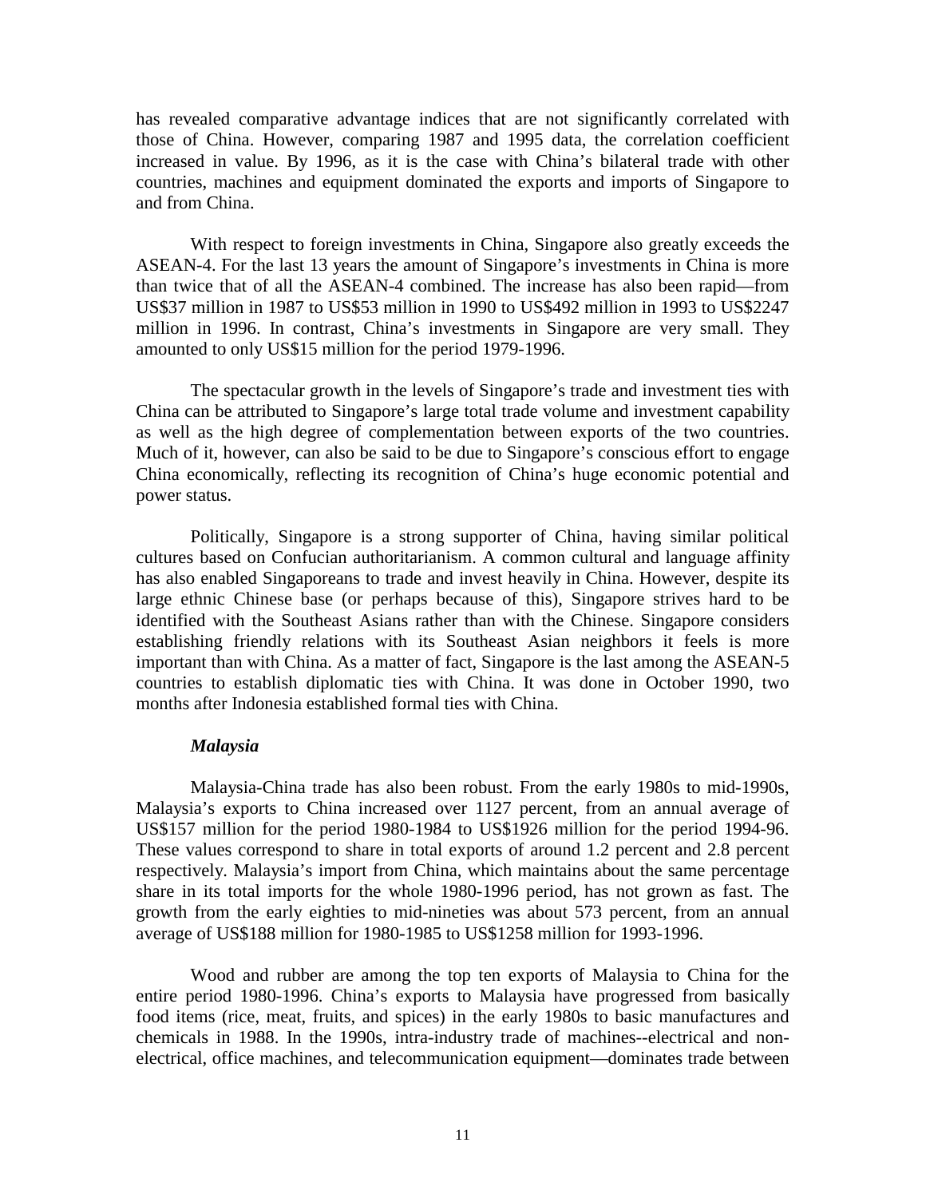has revealed comparative advantage indices that are not significantly correlated with those of China. However, comparing 1987 and 1995 data, the correlation coefficient increased in value. By 1996, as it is the case with China's bilateral trade with other countries, machines and equipment dominated the exports and imports of Singapore to and from China.

With respect to foreign investments in China, Singapore also greatly exceeds the ASEAN-4. For the last 13 years the amount of Singapore's investments in China is more than twice that of all the ASEAN-4 combined. The increase has also been rapid—from US$37 million in 1987 to US$53 million in 1990 to US$492 million in 1993 to US$2247 million in 1996. In contrast, China's investments in Singapore are very small. They amounted to only US$15 million for the period 1979-1996.

The spectacular growth in the levels of Singapore's trade and investment ties with China can be attributed to Singapore's large total trade volume and investment capability as well as the high degree of complementation between exports of the two countries. Much of it, however, can also be said to be due to Singapore's conscious effort to engage China economically, reflecting its recognition of China's huge economic potential and power status.

Politically, Singapore is a strong supporter of China, having similar political cultures based on Confucian authoritarianism. A common cultural and language affinity has also enabled Singaporeans to trade and invest heavily in China. However, despite its large ethnic Chinese base (or perhaps because of this), Singapore strives hard to be identified with the Southeast Asians rather than with the Chinese. Singapore considers establishing friendly relations with its Southeast Asian neighbors it feels is more important than with China. As a matter of fact, Singapore is the last among the ASEAN-5 countries to establish diplomatic ties with China. It was done in October 1990, two months after Indonesia established formal ties with China.

***Malaysia***

Malaysia-China trade has also been robust. From the early 1980s to mid-1990s, Malaysia's exports to China increased over 1127 percent, from an annual average of US$157 million for the period 1980-1984 to US$1926 million for the period 1994-96. These values correspond to share in total exports of around 1.2 percent and 2.8 percent respectively. Malaysia's import from China, which maintains about the same percentage share in its total imports for the whole 1980-1996 period, has not grown as fast. The growth from the early eighties to mid-nineties was about 573 percent, from an annual average of US$188 million for 1980-1985 to US$1258 million for 1993-1996.

Wood and rubber are among the top ten exports of Malaysia to China for the entire period 1980-1996. China's exports to Malaysia have progressed from basically food items (rice, meat, fruits, and spices) in the early 1980s to basic manufactures and chemicals in 1988. In the 1990s, intra-industry trade of machines--electrical and non-electrical, office machines, and telecommunication equipment—dominates trade between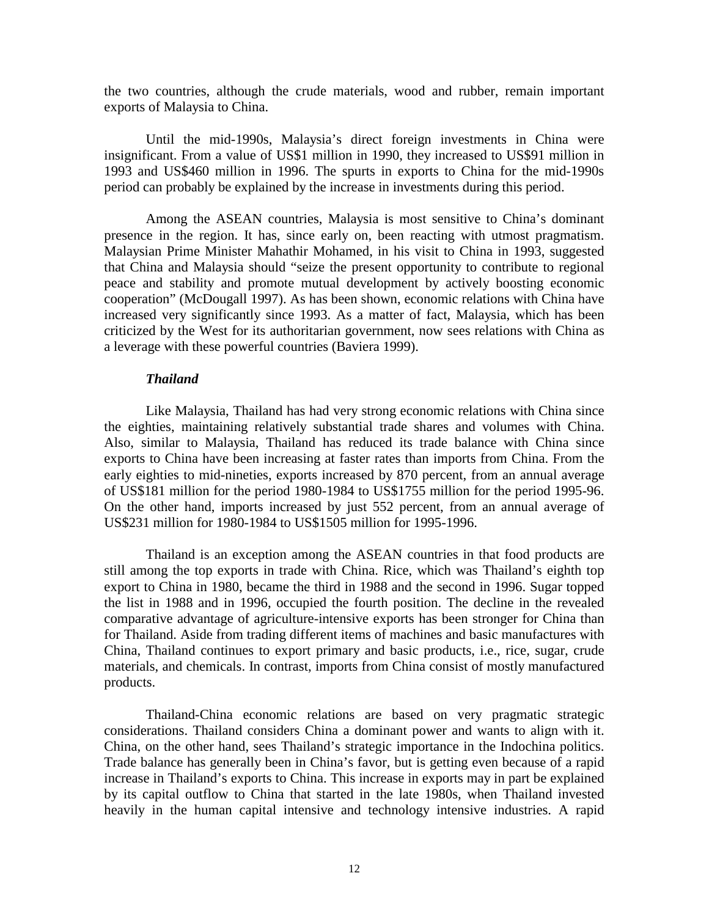the two countries, although the crude materials, wood and rubber, remain important exports of Malaysia to China.

Until the mid-1990s, Malaysia's direct foreign investments in China were insignificant. From a value of US$1 million in 1990, they increased to US$91 million in 1993 and US$460 million in 1996. The spurts in exports to China for the mid-1990s period can probably be explained by the increase in investments during this period.

Among the ASEAN countries, Malaysia is most sensitive to China's dominant presence in the region. It has, since early on, been reacting with utmost pragmatism. Malaysian Prime Minister Mahathir Mohamed, in his visit to China in 1993, suggested that China and Malaysia should "seize the present opportunity to contribute to regional peace and stability and promote mutual development by actively boosting economic cooperation" (McDougall 1997). As has been shown, economic relations with China have increased very significantly since 1993. As a matter of fact, Malaysia, which has been criticized by the West for its authoritarian government, now sees relations with China as a leverage with these powerful countries (Baviera 1999).

### *Thailand*

Like Malaysia, Thailand has had very strong economic relations with China since the eighties, maintaining relatively substantial trade shares and volumes with China. Also, similar to Malaysia, Thailand has reduced its trade balance with China since exports to China have been increasing at faster rates than imports from China. From the early eighties to mid-nineties, exports increased by 870 percent, from an annual average of US$181 million for the period 1980-1984 to US$1755 million for the period 1995-96. On the other hand, imports increased by just 552 percent, from an annual average of US$231 million for 1980-1984 to US$1505 million for 1995-1996.

Thailand is an exception among the ASEAN countries in that food products are still among the top exports in trade with China. Rice, which was Thailand's eighth top export to China in 1980, became the third in 1988 and the second in 1996. Sugar topped the list in 1988 and in 1996, occupied the fourth position. The decline in the revealed comparative advantage of agriculture-intensive exports has been stronger for China than for Thailand. Aside from trading different items of machines and basic manufactures with China, Thailand continues to export primary and basic products, i.e., rice, sugar, crude materials, and chemicals. In contrast, imports from China consist of mostly manufactured products.

Thailand-China economic relations are based on very pragmatic strategic considerations. Thailand considers China a dominant power and wants to align with it. China, on the other hand, sees Thailand's strategic importance in the Indochina politics. Trade balance has generally been in China's favor, but is getting even because of a rapid increase in Thailand's exports to China. This increase in exports may in part be explained by its capital outflow to China that started in the late 1980s, when Thailand invested heavily in the human capital intensive and technology intensive industries. A rapid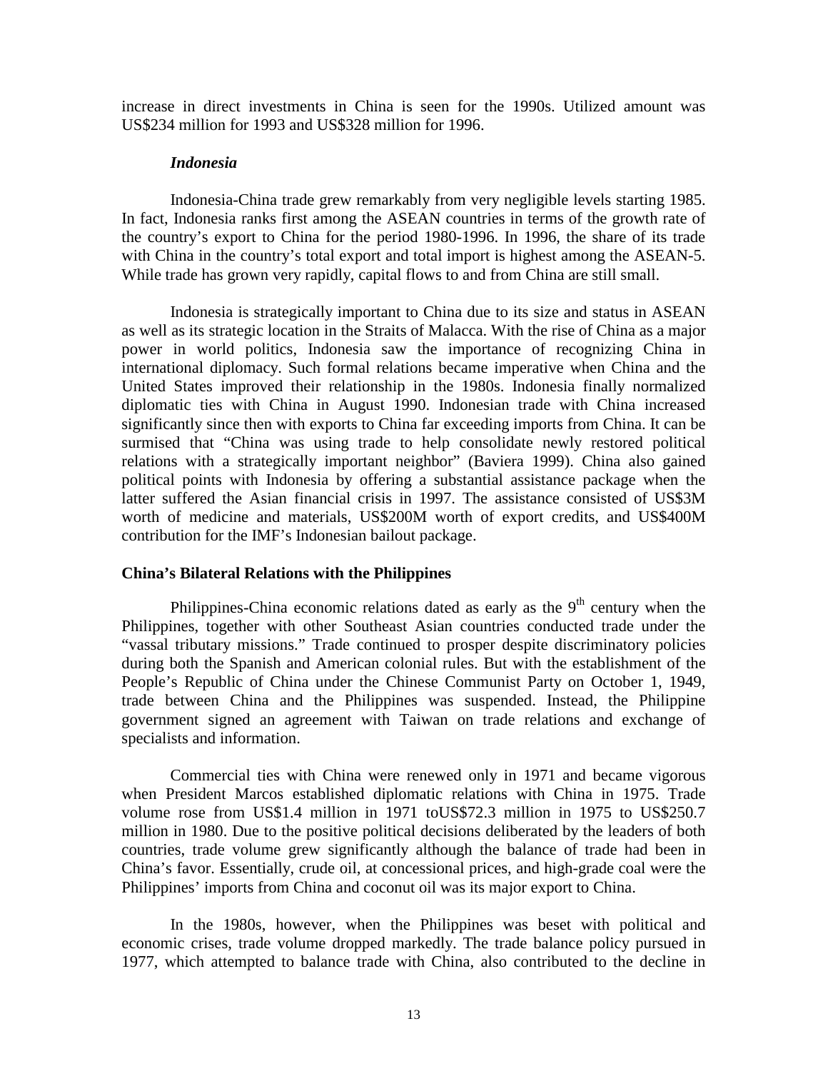increase in direct investments in China is seen for the 1990s. Utilized amount was US$234 million for 1993 and US$328 million for 1996.

*Indonesia*

Indonesia-China trade grew remarkably from very negligible levels starting 1985. In fact, Indonesia ranks first among the ASEAN countries in terms of the growth rate of the country's export to China for the period 1980-1996. In 1996, the share of its trade with China in the country's total export and total import is highest among the ASEAN-5. While trade has grown very rapidly, capital flows to and from China are still small.

Indonesia is strategically important to China due to its size and status in ASEAN as well as its strategic location in the Straits of Malacca. With the rise of China as a major power in world politics, Indonesia saw the importance of recognizing China in international diplomacy. Such formal relations became imperative when China and the United States improved their relationship in the 1980s. Indonesia finally normalized diplomatic ties with China in August 1990. Indonesian trade with China increased significantly since then with exports to China far exceeding imports from China. It can be surmised that "China was using trade to help consolidate newly restored political relations with a strategically important neighbor" (Baviera 1999). China also gained political points with Indonesia by offering a substantial assistance package when the latter suffered the Asian financial crisis in 1997. The assistance consisted of US$3M worth of medicine and materials, US$200M worth of export credits, and US$400M contribution for the IMF's Indonesian bailout package.

**China's Bilateral Relations with the Philippines**

Philippines-China economic relations dated as early as the 9th century when the Philippines, together with other Southeast Asian countries conducted trade under the "vassal tributary missions." Trade continued to prosper despite discriminatory policies during both the Spanish and American colonial rules. But with the establishment of the People's Republic of China under the Chinese Communist Party on October 1, 1949, trade between China and the Philippines was suspended. Instead, the Philippine government signed an agreement with Taiwan on trade relations and exchange of specialists and information.

Commercial ties with China were renewed only in 1971 and became vigorous when President Marcos established diplomatic relations with China in 1975. Trade volume rose from US$1.4 million in 1971 toUS$72.3 million in 1975 to US$250.7 million in 1980. Due to the positive political decisions deliberated by the leaders of both countries, trade volume grew significantly although the balance of trade had been in China's favor. Essentially, crude oil, at concessional prices, and high-grade coal were the Philippines' imports from China and coconut oil was its major export to China.

In the 1980s, however, when the Philippines was beset with political and economic crises, trade volume dropped markedly. The trade balance policy pursued in 1977, which attempted to balance trade with China, also contributed to the decline in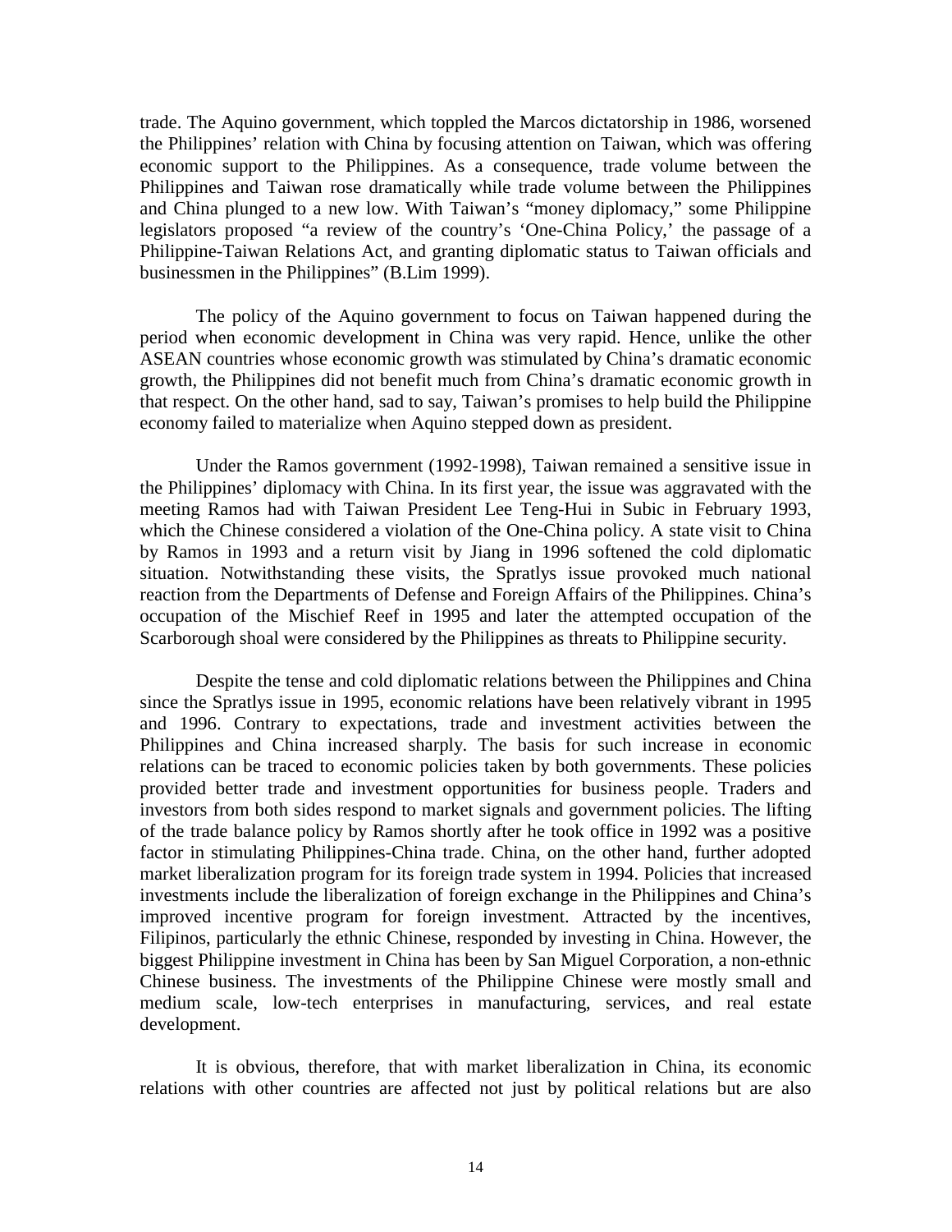trade. The Aquino government, which toppled the Marcos dictatorship in 1986, worsened the Philippines' relation with China by focusing attention on Taiwan, which was offering economic support to the Philippines. As a consequence, trade volume between the Philippines and Taiwan rose dramatically while trade volume between the Philippines and China plunged to a new low. With Taiwan's "money diplomacy," some Philippine legislators proposed "a review of the country's 'One-China Policy,' the passage of a Philippine-Taiwan Relations Act, and granting diplomatic status to Taiwan officials and businessmen in the Philippines" (B.Lim 1999).

The policy of the Aquino government to focus on Taiwan happened during the period when economic development in China was very rapid. Hence, unlike the other ASEAN countries whose economic growth was stimulated by China's dramatic economic growth, the Philippines did not benefit much from China's dramatic economic growth in that respect. On the other hand, sad to say, Taiwan's promises to help build the Philippine economy failed to materialize when Aquino stepped down as president.

Under the Ramos government (1992-1998), Taiwan remained a sensitive issue in the Philippines' diplomacy with China. In its first year, the issue was aggravated with the meeting Ramos had with Taiwan President Lee Teng-Hui in Subic in February 1993, which the Chinese considered a violation of the One-China policy. A state visit to China by Ramos in 1993 and a return visit by Jiang in 1996 softened the cold diplomatic situation. Notwithstanding these visits, the Spratlys issue provoked much national reaction from the Departments of Defense and Foreign Affairs of the Philippines. China's occupation of the Mischief Reef in 1995 and later the attempted occupation of the Scarborough shoal were considered by the Philippines as threats to Philippine security.

Despite the tense and cold diplomatic relations between the Philippines and China since the Spratlys issue in 1995, economic relations have been relatively vibrant in 1995 and 1996. Contrary to expectations, trade and investment activities between the Philippines and China increased sharply. The basis for such increase in economic relations can be traced to economic policies taken by both governments. These policies provided better trade and investment opportunities for business people. Traders and investors from both sides respond to market signals and government policies. The lifting of the trade balance policy by Ramos shortly after he took office in 1992 was a positive factor in stimulating Philippines-China trade. China, on the other hand, further adopted market liberalization program for its foreign trade system in 1994. Policies that increased investments include the liberalization of foreign exchange in the Philippines and China's improved incentive program for foreign investment. Attracted by the incentives, Filipinos, particularly the ethnic Chinese, responded by investing in China. However, the biggest Philippine investment in China has been by San Miguel Corporation, a non-ethnic Chinese business. The investments of the Philippine Chinese were mostly small and medium scale, low-tech enterprises in manufacturing, services, and real estate development.

It is obvious, therefore, that with market liberalization in China, its economic relations with other countries are affected not just by political relations but are also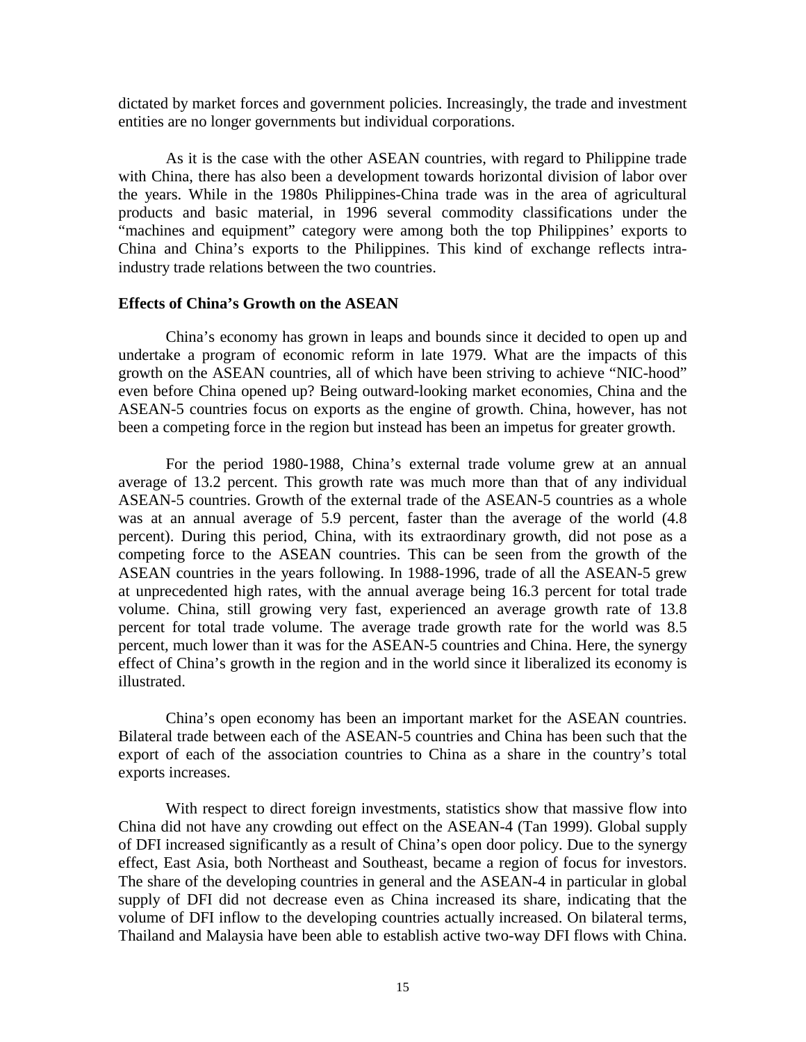dictated by market forces and government policies. Increasingly, the trade and investment entities are no longer governments but individual corporations.

As it is the case with the other ASEAN countries, with regard to Philippine trade with China, there has also been a development towards horizontal division of labor over the years. While in the 1980s Philippines-China trade was in the area of agricultural products and basic material, in 1996 several commodity classifications under the "machines and equipment" category were among both the top Philippines' exports to China and China's exports to the Philippines. This kind of exchange reflects intra-industry trade relations between the two countries.

### Effects of China's Growth on the ASEAN

China's economy has grown in leaps and bounds since it decided to open up and undertake a program of economic reform in late 1979. What are the impacts of this growth on the ASEAN countries, all of which have been striving to achieve "NIC-hood" even before China opened up? Being outward-looking market economies, China and the ASEAN-5 countries focus on exports as the engine of growth. China, however, has not been a competing force in the region but instead has been an impetus for greater growth.

For the period 1980-1988, China's external trade volume grew at an annual average of 13.2 percent. This growth rate was much more than that of any individual ASEAN-5 countries. Growth of the external trade of the ASEAN-5 countries as a whole was at an annual average of 5.9 percent, faster than the average of the world (4.8 percent). During this period, China, with its extraordinary growth, did not pose as a competing force to the ASEAN countries. This can be seen from the growth of the ASEAN countries in the years following. In 1988-1996, trade of all the ASEAN-5 grew at unprecedented high rates, with the annual average being 16.3 percent for total trade volume. China, still growing very fast, experienced an average growth rate of 13.8 percent for total trade volume. The average trade growth rate for the world was 8.5 percent, much lower than it was for the ASEAN-5 countries and China. Here, the synergy effect of China's growth in the region and in the world since it liberalized its economy is illustrated.

China's open economy has been an important market for the ASEAN countries. Bilateral trade between each of the ASEAN-5 countries and China has been such that the export of each of the association countries to China as a share in the country's total exports increases.

With respect to direct foreign investments, statistics show that massive flow into China did not have any crowding out effect on the ASEAN-4 (Tan 1999). Global supply of DFI increased significantly as a result of China's open door policy. Due to the synergy effect, East Asia, both Northeast and Southeast, became a region of focus for investors. The share of the developing countries in general and the ASEAN-4 in particular in global supply of DFI did not decrease even as China increased its share, indicating that the volume of DFI inflow to the developing countries actually increased. On bilateral terms, Thailand and Malaysia have been able to establish active two-way DFI flows with China.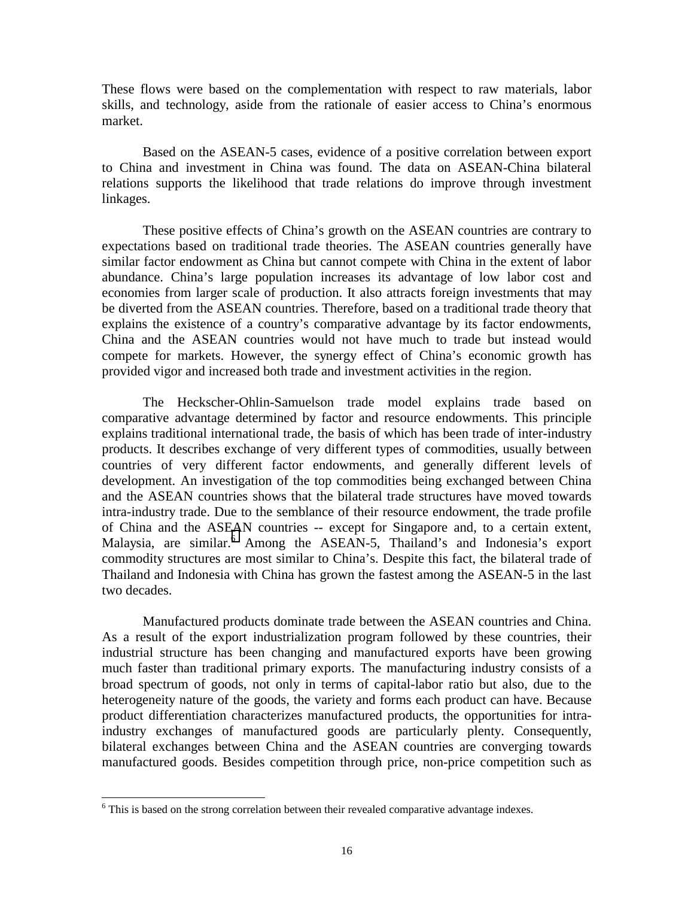These flows were based on the complementation with respect to raw materials, labor skills, and technology, aside from the rationale of easier access to China's enormous market.

Based on the ASEAN-5 cases, evidence of a positive correlation between export to China and investment in China was found. The data on ASEAN-China bilateral relations supports the likelihood that trade relations do improve through investment linkages.

These positive effects of China's growth on the ASEAN countries are contrary to expectations based on traditional trade theories. The ASEAN countries generally have similar factor endowment as China but cannot compete with China in the extent of labor abundance. China's large population increases its advantage of low labor cost and economies from larger scale of production. It also attracts foreign investments that may be diverted from the ASEAN countries. Therefore, based on a traditional trade theory that explains the existence of a country's comparative advantage by its factor endowments, China and the ASEAN countries would not have much to trade but instead would compete for markets. However, the synergy effect of China's economic growth has provided vigor and increased both trade and investment activities in the region.

The Heckscher-Ohlin-Samuelson trade model explains trade based on comparative advantage determined by factor and resource endowments. This principle explains traditional international trade, the basis of which has been trade of inter-industry products. It describes exchange of very different types of commodities, usually between countries of very different factor endowments, and generally different levels of development. An investigation of the top commodities being exchanged between China and the ASEAN countries shows that the bilateral trade structures have moved towards intra-industry trade. Due to the semblance of their resource endowment, the trade profile of China and the ASEAN countries -- except for Singapore and, to a certain extent, Malaysia, are similar.[6] Among the ASEAN-5, Thailand's and Indonesia's export commodity structures are most similar to China's. Despite this fact, the bilateral trade of Thailand and Indonesia with China has grown the fastest among the ASEAN-5 in the last two decades.

Manufactured products dominate trade between the ASEAN countries and China. As a result of the export industrialization program followed by these countries, their industrial structure has been changing and manufactured exports have been growing much faster than traditional primary exports. The manufacturing industry consists of a broad spectrum of goods, not only in terms of capital-labor ratio but also, due to the heterogeneity nature of the goods, the variety and forms each product can have. Because product differentiation characterizes manufactured products, the opportunities for intra-industry exchanges of manufactured goods are particularly plenty. Consequently, bilateral exchanges between China and the ASEAN countries are converging towards manufactured goods. Besides competition through price, non-price competition such as

[6] This is based on the strong correlation between their revealed comparative advantage indexes.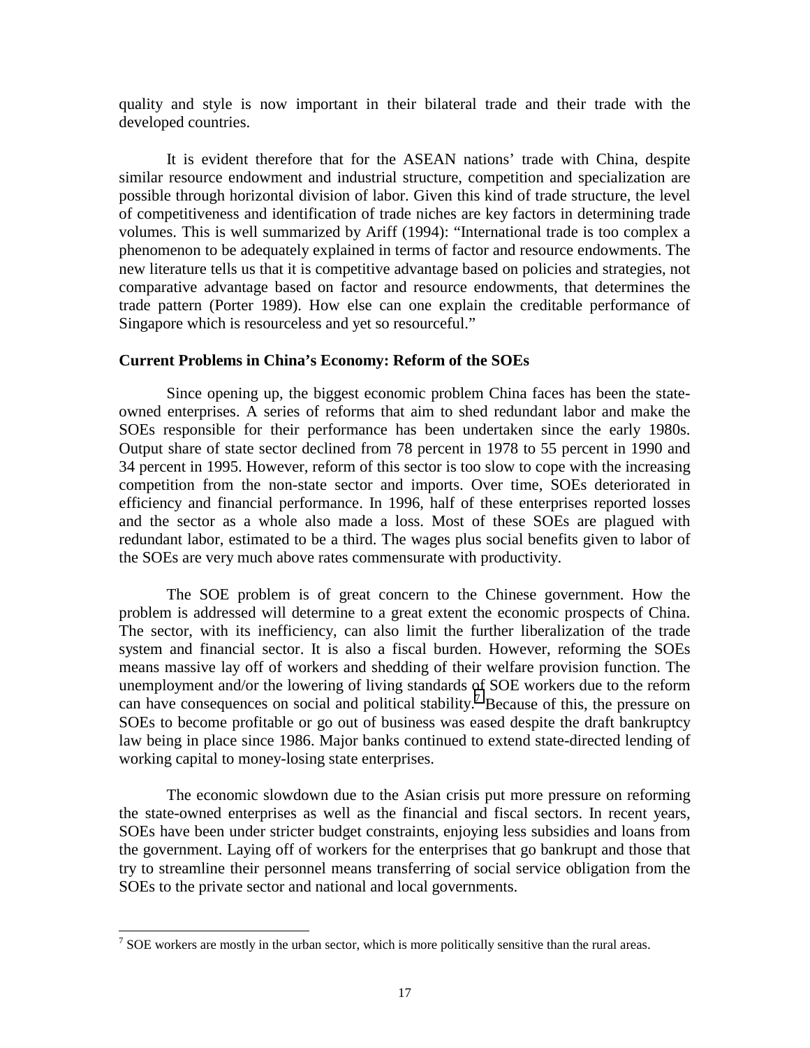quality and style is now important in their bilateral trade and their trade with the developed countries.

It is evident therefore that for the ASEAN nations' trade with China, despite similar resource endowment and industrial structure, competition and specialization are possible through horizontal division of labor. Given this kind of trade structure, the level of competitiveness and identification of trade niches are key factors in determining trade volumes. This is well summarized by Ariff (1994): "International trade is too complex a phenomenon to be adequately explained in terms of factor and resource endowments. The new literature tells us that it is competitive advantage based on policies and strategies, not comparative advantage based on factor and resource endowments, that determines the trade pattern (Porter 1989). How else can one explain the creditable performance of Singapore which is resourceless and yet so resourceful."

**Current Problems in China's Economy: Reform of the SOEs**

Since opening up, the biggest economic problem China faces has been the state-owned enterprises. A series of reforms that aim to shed redundant labor and make the SOEs responsible for their performance has been undertaken since the early 1980s. Output share of state sector declined from 78 percent in 1978 to 55 percent in 1990 and 34 percent in 1995. However, reform of this sector is too slow to cope with the increasing competition from the non-state sector and imports. Over time, SOEs deteriorated in efficiency and financial performance. In 1996, half of these enterprises reported losses and the sector as a whole also made a loss. Most of these SOEs are plagued with redundant labor, estimated to be a third. The wages plus social benefits given to labor of the SOEs are very much above rates commensurate with productivity.

The SOE problem is of great concern to the Chinese government. How the problem is addressed will determine to a great extent the economic prospects of China. The sector, with its inefficiency, can also limit the further liberalization of the trade system and financial sector. It is also a fiscal burden. However, reforming the SOEs means massive lay off of workers and shedding of their welfare provision function. The unemployment and/or the lowering of living standards of SOE workers due to the reform can have consequences on social and political stability.[7] Because of this, the pressure on SOEs to become profitable or go out of business was eased despite the draft bankruptcy law being in place since 1986. Major banks continued to extend state-directed lending of working capital to money-losing state enterprises.

The economic slowdown due to the Asian crisis put more pressure on reforming the state-owned enterprises as well as the financial and fiscal sectors. In recent years, SOEs have been under stricter budget constraints, enjoying less subsidies and loans from the government. Laying off of workers for the enterprises that go bankrupt and those that try to streamline their personnel means transferring of social service obligation from the SOEs to the private sector and national and local governments.

[7] SOE workers are mostly in the urban sector, which is more politically sensitive than the rural areas.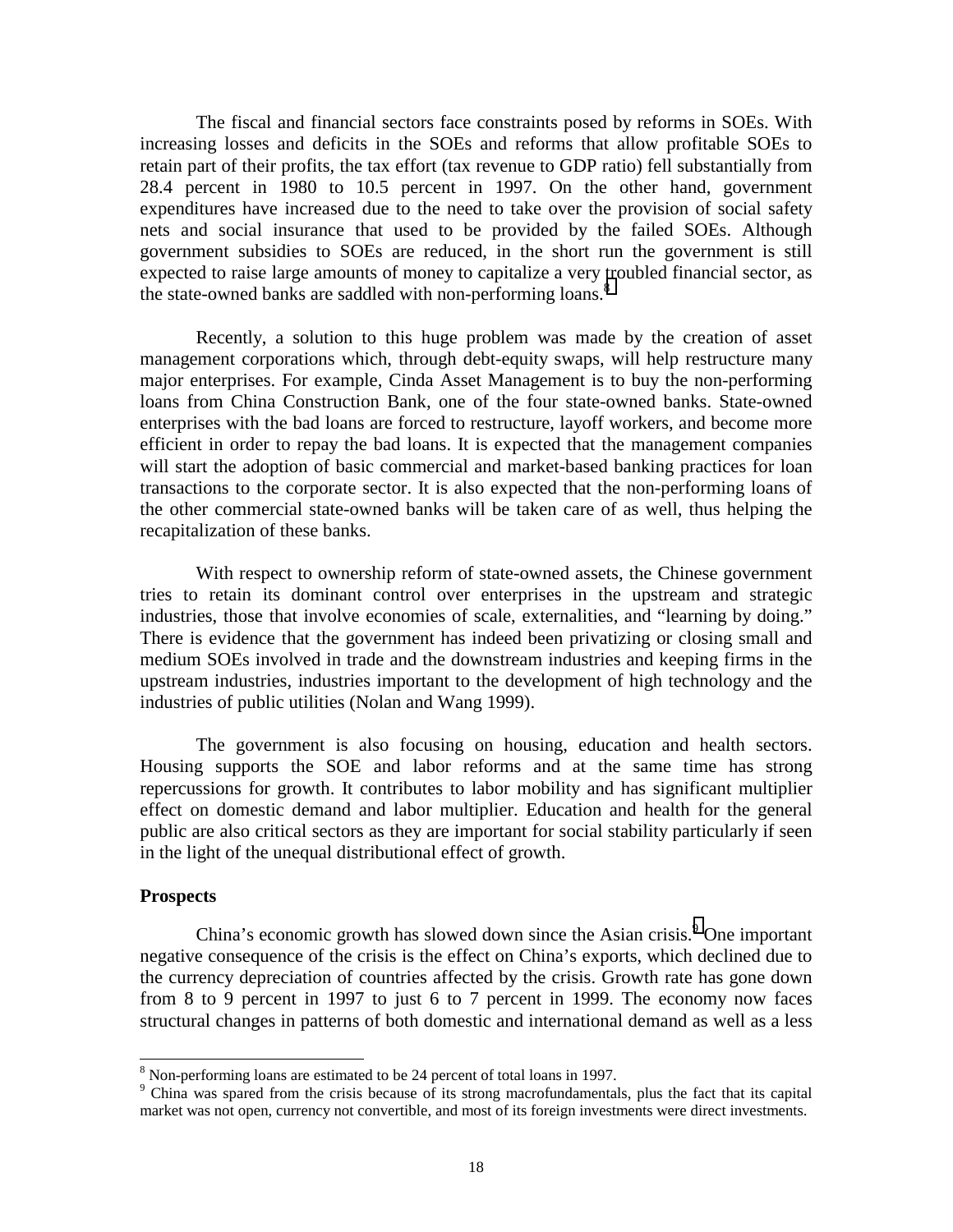The fiscal and financial sectors face constraints posed by reforms in SOEs. With increasing losses and deficits in the SOEs and reforms that allow profitable SOEs to retain part of their profits, the tax effort (tax revenue to GDP ratio) fell substantially from 28.4 percent in 1980 to 10.5 percent in 1997. On the other hand, government expenditures have increased due to the need to take over the provision of social safety nets and social insurance that used to be provided by the failed SOEs. Although government subsidies to SOEs are reduced, in the short run the government is still expected to raise large amounts of money to capitalize a very troubled financial sector, as the state-owned banks are saddled with non-performing loans.[8]

Recently, a solution to this huge problem was made by the creation of asset management corporations which, through debt-equity swaps, will help restructure many major enterprises. For example, Cinda Asset Management is to buy the non-performing loans from China Construction Bank, one of the four state-owned banks. State-owned enterprises with the bad loans are forced to restructure, layoff workers, and become more efficient in order to repay the bad loans. It is expected that the management companies will start the adoption of basic commercial and market-based banking practices for loan transactions to the corporate sector. It is also expected that the non-performing loans of the other commercial state-owned banks will be taken care of as well, thus helping the recapitalization of these banks.

With respect to ownership reform of state-owned assets, the Chinese government tries to retain its dominant control over enterprises in the upstream and strategic industries, those that involve economies of scale, externalities, and "learning by doing." There is evidence that the government has indeed been privatizing or closing small and medium SOEs involved in trade and the downstream industries and keeping firms in the upstream industries, industries important to the development of high technology and the industries of public utilities (Nolan and Wang 1999).

The government is also focusing on housing, education and health sectors. Housing supports the SOE and labor reforms and at the same time has strong repercussions for growth. It contributes to labor mobility and has significant multiplier effect on domestic demand and labor multiplier. Education and health for the general public are also critical sectors as they are important for social stability particularly if seen in the light of the unequal distributional effect of growth.

**Prospects**

China's economic growth has slowed down since the Asian crisis.[9] One important negative consequence of the crisis is the effect on China's exports, which declined due to the currency depreciation of countries affected by the crisis. Growth rate has gone down from 8 to 9 percent in 1997 to just 6 to 7 percent in 1999. The economy now faces structural changes in patterns of both domestic and international demand as well as a less

---

[8] Non-performing loans are estimated to be 24 percent of total loans in 1997.

[9] China was spared from the crisis because of its strong macrofundamentals, plus the fact that its capital market was not open, currency not convertible, and most of its foreign investments were direct investments.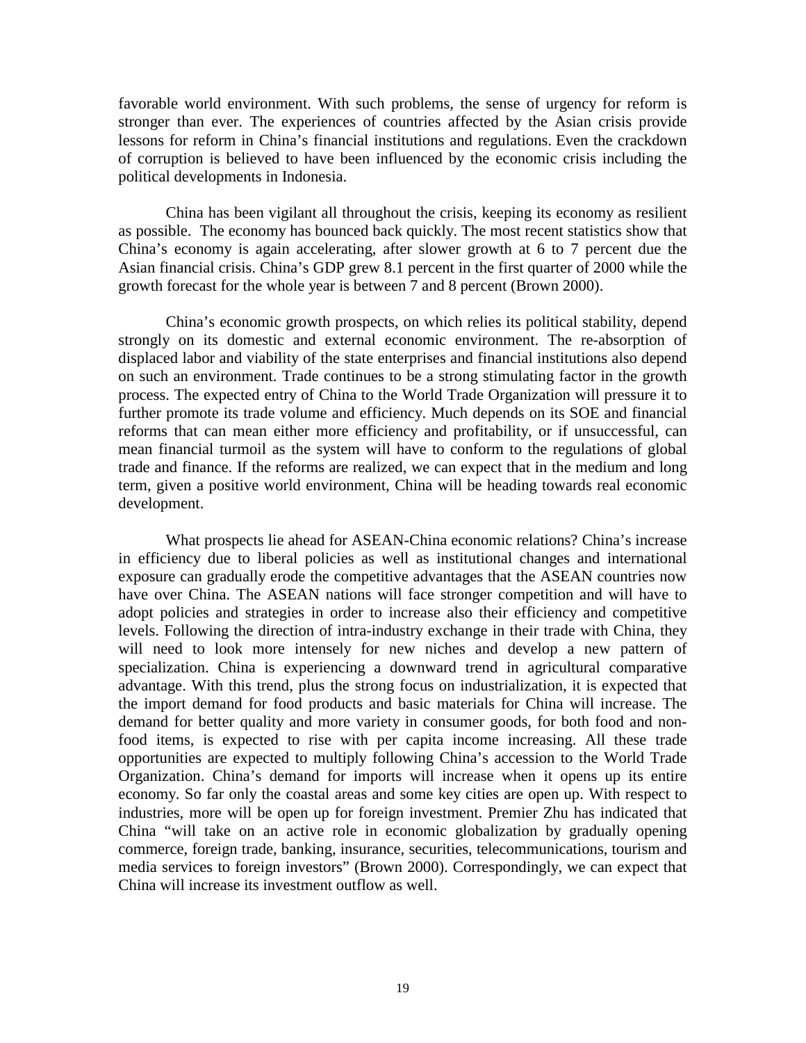favorable world environment. With such problems, the sense of urgency for reform is stronger than ever. The experiences of countries affected by the Asian crisis provide lessons for reform in China's financial institutions and regulations. Even the crackdown of corruption is believed to have been influenced by the economic crisis including the political developments in Indonesia.

China has been vigilant all throughout the crisis, keeping its economy as resilient as possible. The economy has bounced back quickly. The most recent statistics show that China's economy is again accelerating, after slower growth at 6 to 7 percent due the Asian financial crisis. China's GDP grew 8.1 percent in the first quarter of 2000 while the growth forecast for the whole year is between 7 and 8 percent (Brown 2000).

China's economic growth prospects, on which relies its political stability, depend strongly on its domestic and external economic environment. The re-absorption of displaced labor and viability of the state enterprises and financial institutions also depend on such an environment. Trade continues to be a strong stimulating factor in the growth process. The expected entry of China to the World Trade Organization will pressure it to further promote its trade volume and efficiency. Much depends on its SOE and financial reforms that can mean either more efficiency and profitability, or if unsuccessful, can mean financial turmoil as the system will have to conform to the regulations of global trade and finance. If the reforms are realized, we can expect that in the medium and long term, given a positive world environment, China will be heading towards real economic development.

What prospects lie ahead for ASEAN-China economic relations? China's increase in efficiency due to liberal policies as well as institutional changes and international exposure can gradually erode the competitive advantages that the ASEAN countries now have over China. The ASEAN nations will face stronger competition and will have to adopt policies and strategies in order to increase also their efficiency and competitive levels. Following the direction of intra-industry exchange in their trade with China, they will need to look more intensely for new niches and develop a new pattern of specialization. China is experiencing a downward trend in agricultural comparative advantage. With this trend, plus the strong focus on industrialization, it is expected that the import demand for food products and basic materials for China will increase. The demand for better quality and more variety in consumer goods, for both food and non-food items, is expected to rise with per capita income increasing. All these trade opportunities are expected to multiply following China's accession to the World Trade Organization. China's demand for imports will increase when it opens up its entire economy. So far only the coastal areas and some key cities are open up. With respect to industries, more will be open up for foreign investment. Premier Zhu has indicated that China "will take on an active role in economic globalization by gradually opening commerce, foreign trade, banking, insurance, securities, telecommunications, tourism and media services to foreign investors" (Brown 2000). Correspondingly, we can expect that China will increase its investment outflow as well.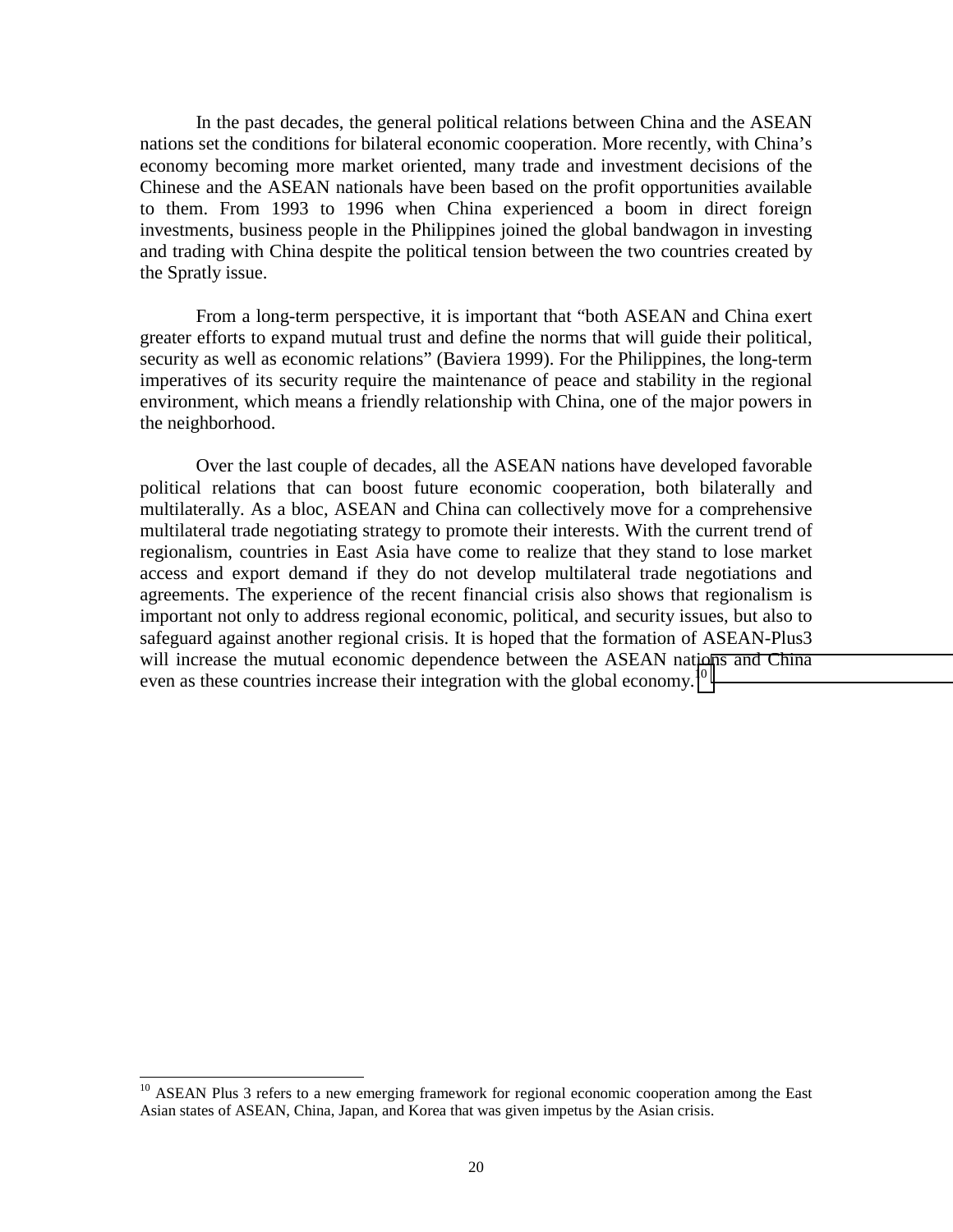In the past decades, the general political relations between China and the ASEAN nations set the conditions for bilateral economic cooperation. More recently, with China's economy becoming more market oriented, many trade and investment decisions of the Chinese and the ASEAN nationals have been based on the profit opportunities available to them. From 1993 to 1996 when China experienced a boom in direct foreign investments, business people in the Philippines joined the global bandwagon in investing and trading with China despite the political tension between the two countries created by the Spratly issue.

From a long-term perspective, it is important that "both ASEAN and China exert greater efforts to expand mutual trust and define the norms that will guide their political, security as well as economic relations" (Baviera 1999). For the Philippines, the long-term imperatives of its security require the maintenance of peace and stability in the regional environment, which means a friendly relationship with China, one of the major powers in the neighborhood.

Over the last couple of decades, all the ASEAN nations have developed favorable political relations that can boost future economic cooperation, both bilaterally and multilaterally. As a bloc, ASEAN and China can collectively move for a comprehensive multilateral trade negotiating strategy to promote their interests. With the current trend of regionalism, countries in East Asia have come to realize that they stand to lose market access and export demand if they do not develop multilateral trade negotiations and agreements. The experience of the recent financial crisis also shows that regionalism is important not only to address regional economic, political, and security issues, but also to safeguard against another regional crisis. It is hoped that the formation of ASEAN-Plus3 will increase the mutual economic dependence between the ASEAN nations and China even as these countries increase their integration with the global economy.[10]

[10] ASEAN Plus 3 refers to a new emerging framework for regional economic cooperation among the East Asian states of ASEAN, China, Japan, and Korea that was given impetus by the Asian crisis.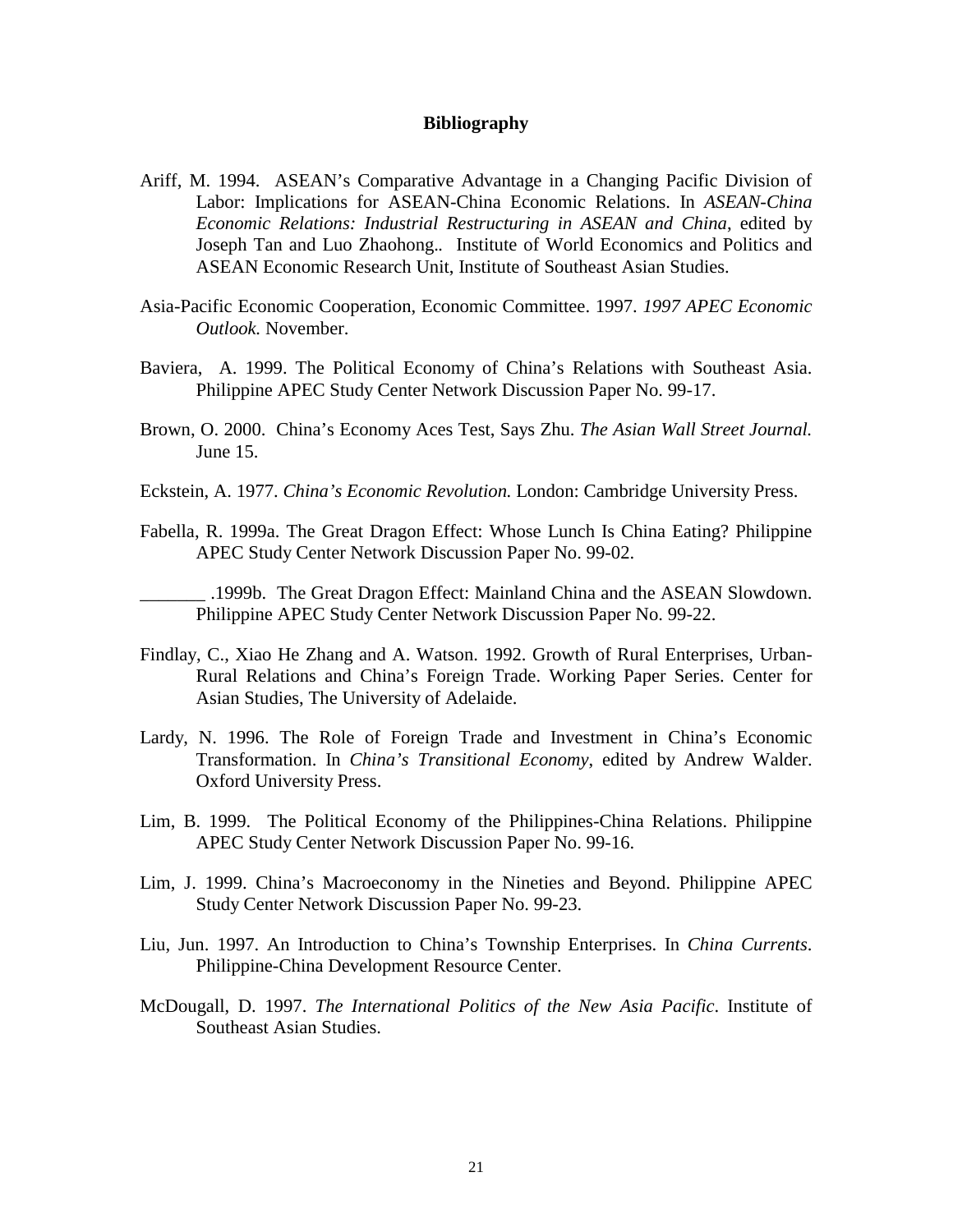## Bibliography

Ariff, M. 1994. ASEAN's Comparative Advantage in a Changing Pacific Division of Labor: Implications for ASEAN-China Economic Relations. In *ASEAN-China Economic Relations: Industrial Restructuring in ASEAN and China*, edited by Joseph Tan and Luo Zhaohong.. Institute of World Economics and Politics and ASEAN Economic Research Unit, Institute of Southeast Asian Studies.

Asia-Pacific Economic Cooperation, Economic Committee. 1997. *1997 APEC Economic Outlook.* November.

Baviera, A. 1999. The Political Economy of China's Relations with Southeast Asia. Philippine APEC Study Center Network Discussion Paper No. 99-17.

Brown, O. 2000. China's Economy Aces Test, Says Zhu. *The Asian Wall Street Journal.* June 15.

Eckstein, A. 1977. *China's Economic Revolution.* London: Cambridge University Press.

Fabella, R. 1999a. The Great Dragon Effect: Whose Lunch Is China Eating? Philippine APEC Study Center Network Discussion Paper No. 99-02.

_______ .1999b. The Great Dragon Effect: Mainland China and the ASEAN Slowdown. Philippine APEC Study Center Network Discussion Paper No. 99-22.

Findlay, C., Xiao He Zhang and A. Watson. 1992. Growth of Rural Enterprises, Urban-Rural Relations and China's Foreign Trade. Working Paper Series. Center for Asian Studies, The University of Adelaide.

Lardy, N. 1996. The Role of Foreign Trade and Investment in China's Economic Transformation. In *China's Transitional Economy*, edited by Andrew Walder. Oxford University Press.

Lim, B. 1999. The Political Economy of the Philippines-China Relations. Philippine APEC Study Center Network Discussion Paper No. 99-16.

Lim, J. 1999. China's Macroeconomy in the Nineties and Beyond. Philippine APEC Study Center Network Discussion Paper No. 99-23.

Liu, Jun. 1997. An Introduction to China's Township Enterprises. In *China Currents*. Philippine-China Development Resource Center.

McDougall, D. 1997. *The International Politics of the New Asia Pacific*. Institute of Southeast Asian Studies.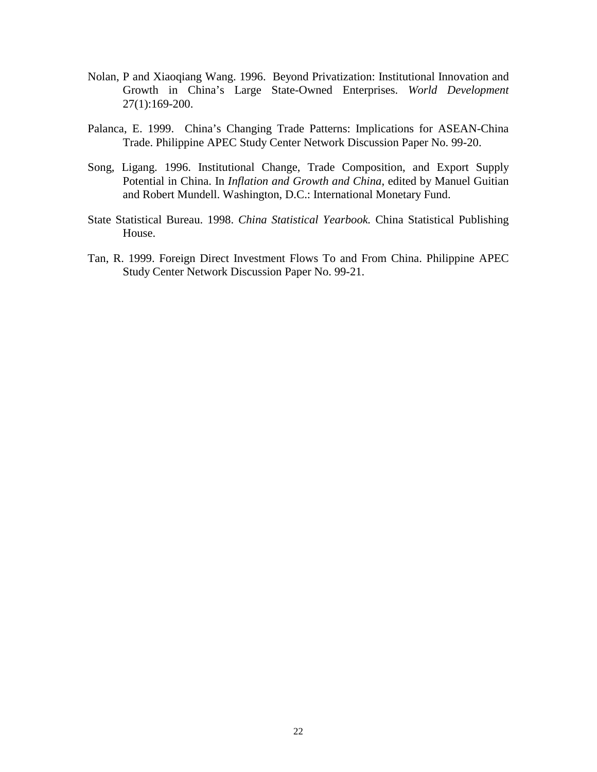Nolan, P and Xiaoqiang Wang. 1996. Beyond Privatization: Institutional Innovation and Growth in China's Large State-Owned Enterprises. *World Development* 27(1):169-200.

Palanca, E. 1999. China's Changing Trade Patterns: Implications for ASEAN-China Trade. Philippine APEC Study Center Network Discussion Paper No. 99-20.

Song, Ligang. 1996. Institutional Change, Trade Composition, and Export Supply Potential in China. In *Inflation and Growth and China*, edited by Manuel Guitian and Robert Mundell. Washington, D.C.: International Monetary Fund.

State Statistical Bureau. 1998. *China Statistical Yearbook.* China Statistical Publishing House.

Tan, R. 1999. Foreign Direct Investment Flows To and From China. Philippine APEC Study Center Network Discussion Paper No. 99-21.